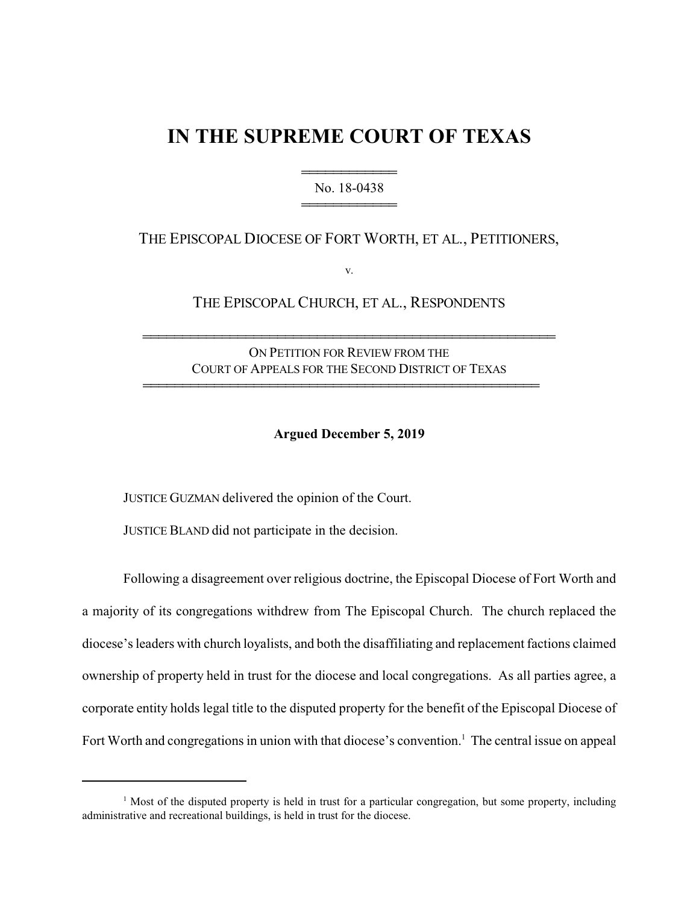# IN THE SUPREME COURT OF TEXAS

No. 18-0438

THE EPISCOPAL DIOCESE OF FORT WORTH, ET AL., PETITIONERS,

v.

THE EPISCOPAL CHURCH, ET AL., RESPONDENTS

ON PETITION FOR REVIEW FROM THE COURT OF APPEALS FOR THE SECOND DISTRICT OF TEXAS

**Argued December 5, 2019**

JUSTICE GUZMAN delivered the opinion of the Court.

JUSTICE BLAND did not participate in the decision.

Following a disagreement over religious doctrine, the Episcopal Diocese of Fort Worth and a majority of its congregations withdrew from The Episcopal Church. The church replaced the diocese's leaders with church loyalists, and both the disaffiliating and replacement factions claimed ownership of property held in trust for the diocese and local congregations. As all parties agree, a corporate entity holds legal title to the disputed property for the benefit of the Episcopal Diocese of Fort Worth and congregations in union with that diocese's convention.[1] The central issue on appeal

[1] Most of the disputed property is held in trust for a particular congregation, but some property, including administrative and recreational buildings, is held in trust for the diocese.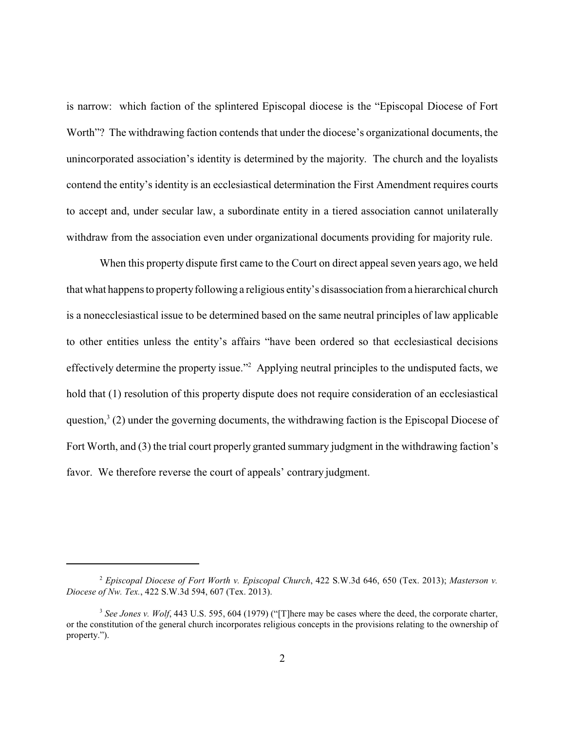is narrow: which faction of the splintered Episcopal diocese is the "Episcopal Diocese of Fort Worth"? The withdrawing faction contends that under the diocese's organizational documents, the unincorporated association's identity is determined by the majority. The church and the loyalists contend the entity's identity is an ecclesiastical determination the First Amendment requires courts to accept and, under secular law, a subordinate entity in a tiered association cannot unilaterally withdraw from the association even under organizational documents providing for majority rule.

When this property dispute first came to the Court on direct appeal seven years ago, we held that what happens to property following a religious entity's disassociation from a hierarchical church is a nonecclesiastical issue to be determined based on the same neutral principles of law applicable to other entities unless the entity's affairs "have been ordered so that ecclesiastical decisions effectively determine the property issue."[2] Applying neutral principles to the undisputed facts, we hold that (1) resolution of this property dispute does not require consideration of an ecclesiastical question,[3] (2) under the governing documents, the withdrawing faction is the Episcopal Diocese of Fort Worth, and (3) the trial court properly granted summary judgment in the withdrawing faction's favor. We therefore reverse the court of appeals' contrary judgment.

---

[2] *Episcopal Diocese of Fort Worth v. Episcopal Church*, 422 S.W.3d 646, 650 (Tex. 2013); *Masterson v. Diocese of Nw. Tex.*, 422 S.W.3d 594, 607 (Tex. 2013).

[3] *See Jones v. Wolf*, 443 U.S. 595, 604 (1979) ("[T]here may be cases where the deed, the corporate charter, or the constitution of the general church incorporates religious concepts in the provisions relating to the ownership of property.").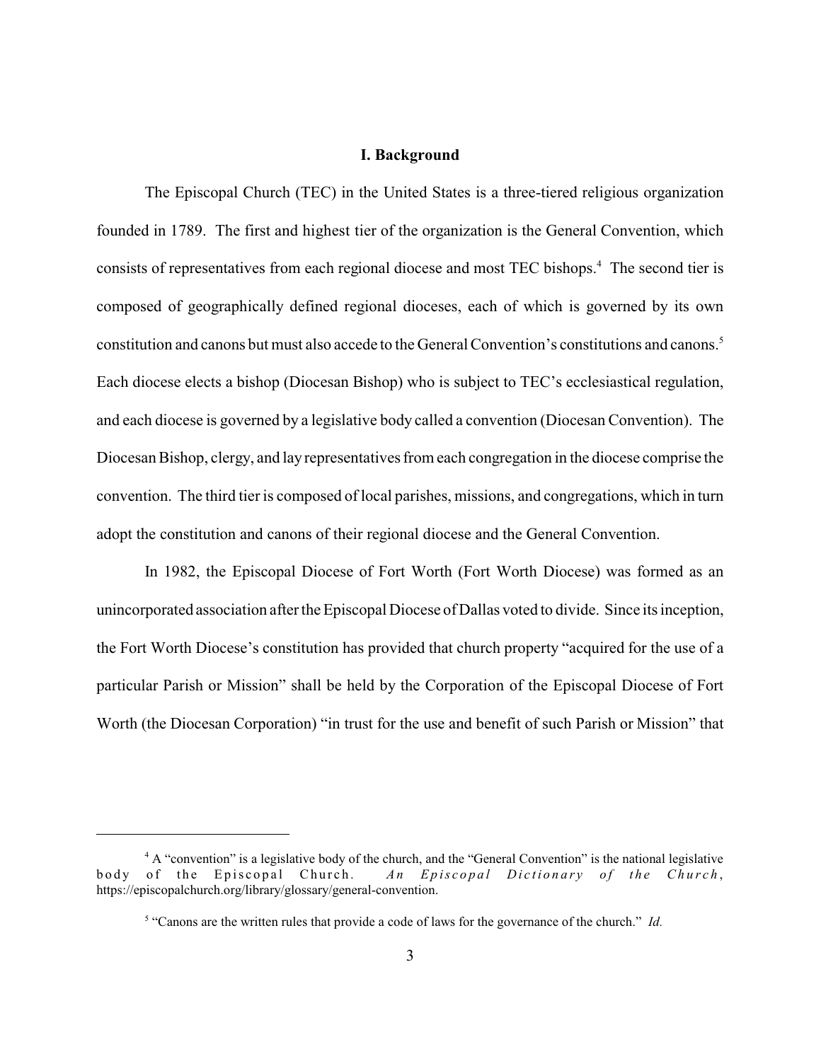## I. Background

The Episcopal Church (TEC) in the United States is a three-tiered religious organization founded in 1789. The first and highest tier of the organization is the General Convention, which consists of representatives from each regional diocese and most TEC bishops.[4] The second tier is composed of geographically defined regional dioceses, each of which is governed by its own constitution and canons but must also accede to the General Convention's constitutions and canons.[5] Each diocese elects a bishop (Diocesan Bishop) who is subject to TEC's ecclesiastical regulation, and each diocese is governed by a legislative body called a convention (Diocesan Convention). The Diocesan Bishop, clergy, and lay representatives from each congregation in the diocese comprise the convention. The third tier is composed of local parishes, missions, and congregations, which in turn adopt the constitution and canons of their regional diocese and the General Convention.

In 1982, the Episcopal Diocese of Fort Worth (Fort Worth Diocese) was formed as an unincorporated association after the Episcopal Diocese of Dallas voted to divide. Since its inception, the Fort Worth Diocese's constitution has provided that church property "acquired for the use of a particular Parish or Mission" shall be held by the Corporation of the Episcopal Diocese of Fort Worth (the Diocesan Corporation) "in trust for the use and benefit of such Parish or Mission" that

---

[4] A "convention" is a legislative body of the church, and the "General Convention" is the national legislative body of the Episcopal Church. *An Episcopal Dictionary of the Church*, https://episcopalchurch.org/library/glossary/general-convention.

[5] "Canons are the written rules that provide a code of laws for the governance of the church." *Id.*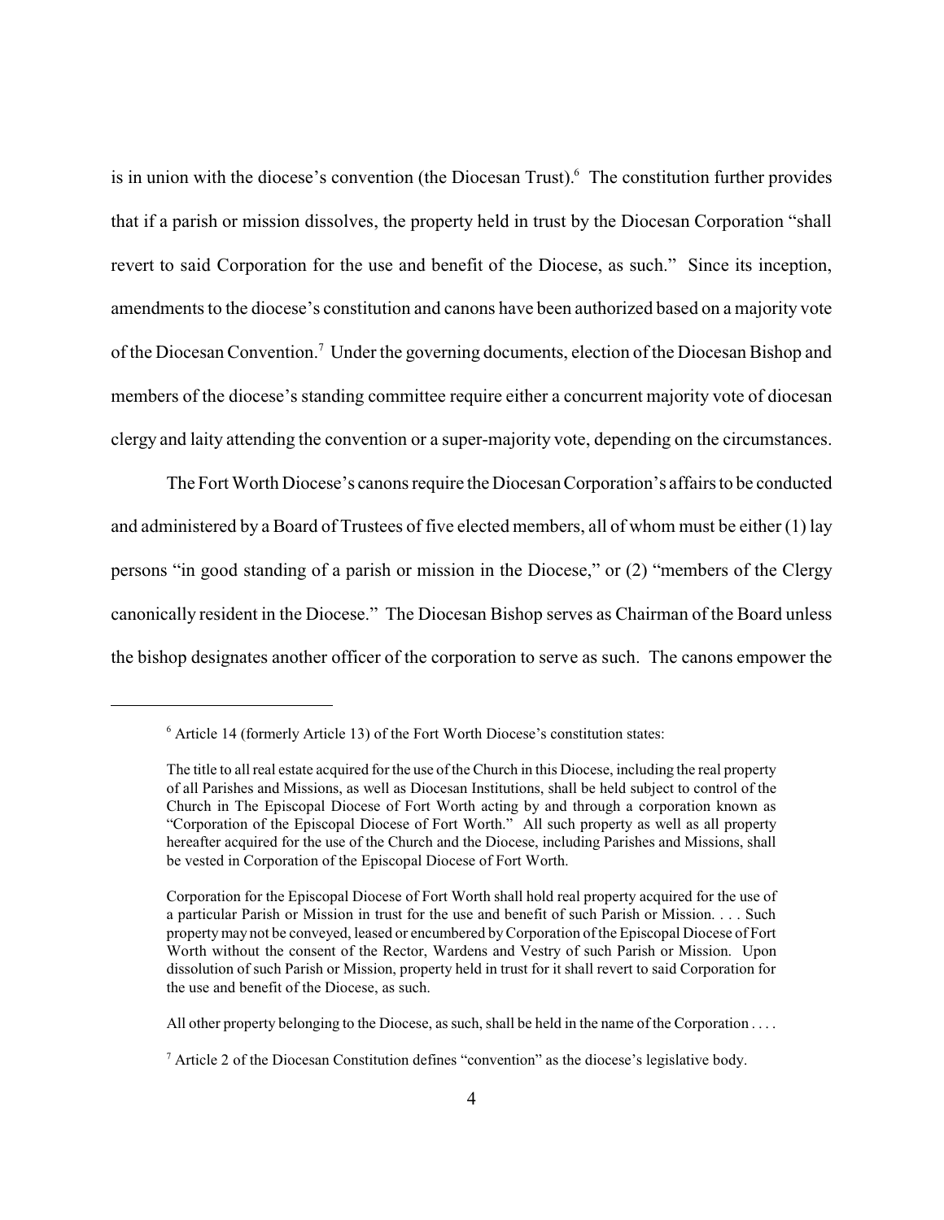is in union with the diocese's convention (the Diocesan Trust).[6] The constitution further provides that if a parish or mission dissolves, the property held in trust by the Diocesan Corporation "shall revert to said Corporation for the use and benefit of the Diocese, as such." Since its inception, amendments to the diocese's constitution and canons have been authorized based on a majority vote of the Diocesan Convention.[7] Under the governing documents, election of the Diocesan Bishop and members of the diocese's standing committee require either a concurrent majority vote of diocesan clergy and laity attending the convention or a super-majority vote, depending on the circumstances.

The Fort Worth Diocese's canons require the Diocesan Corporation's affairs to be conducted and administered by a Board of Trustees of five elected members, all of whom must be either (1) lay persons "in good standing of a parish or mission in the Diocese," or (2) "members of the Clergy canonically resident in the Diocese." The Diocesan Bishop serves as Chairman of the Board unless the bishop designates another officer of the corporation to serve as such. The canons empower the

---

[6] Article 14 (formerly Article 13) of the Fort Worth Diocese's constitution states:

> The title to all real estate acquired for the use of the Church in this Diocese, including the real property of all Parishes and Missions, as well as Diocesan Institutions, shall be held subject to control of the Church in The Episcopal Diocese of Fort Worth acting by and through a corporation known as "Corporation of the Episcopal Diocese of Fort Worth." All such property as well as all property hereafter acquired for the use of the Church and the Diocese, including Parishes and Missions, shall be vested in Corporation of the Episcopal Diocese of Fort Worth.
>
> Corporation for the Episcopal Diocese of Fort Worth shall hold real property acquired for the use of a particular Parish or Mission in trust for the use and benefit of such Parish or Mission. . . . Such property may not be conveyed, leased or encumbered by Corporation of the Episcopal Diocese of Fort Worth without the consent of the Rector, Wardens and Vestry of such Parish or Mission. Upon dissolution of such Parish or Mission, property held in trust for it shall revert to said Corporation for the use and benefit of the Diocese, as such.
>
> All other property belonging to the Diocese, as such, shall be held in the name of the Corporation . . . .

[7] Article 2 of the Diocesan Constitution defines "convention" as the diocese's legislative body.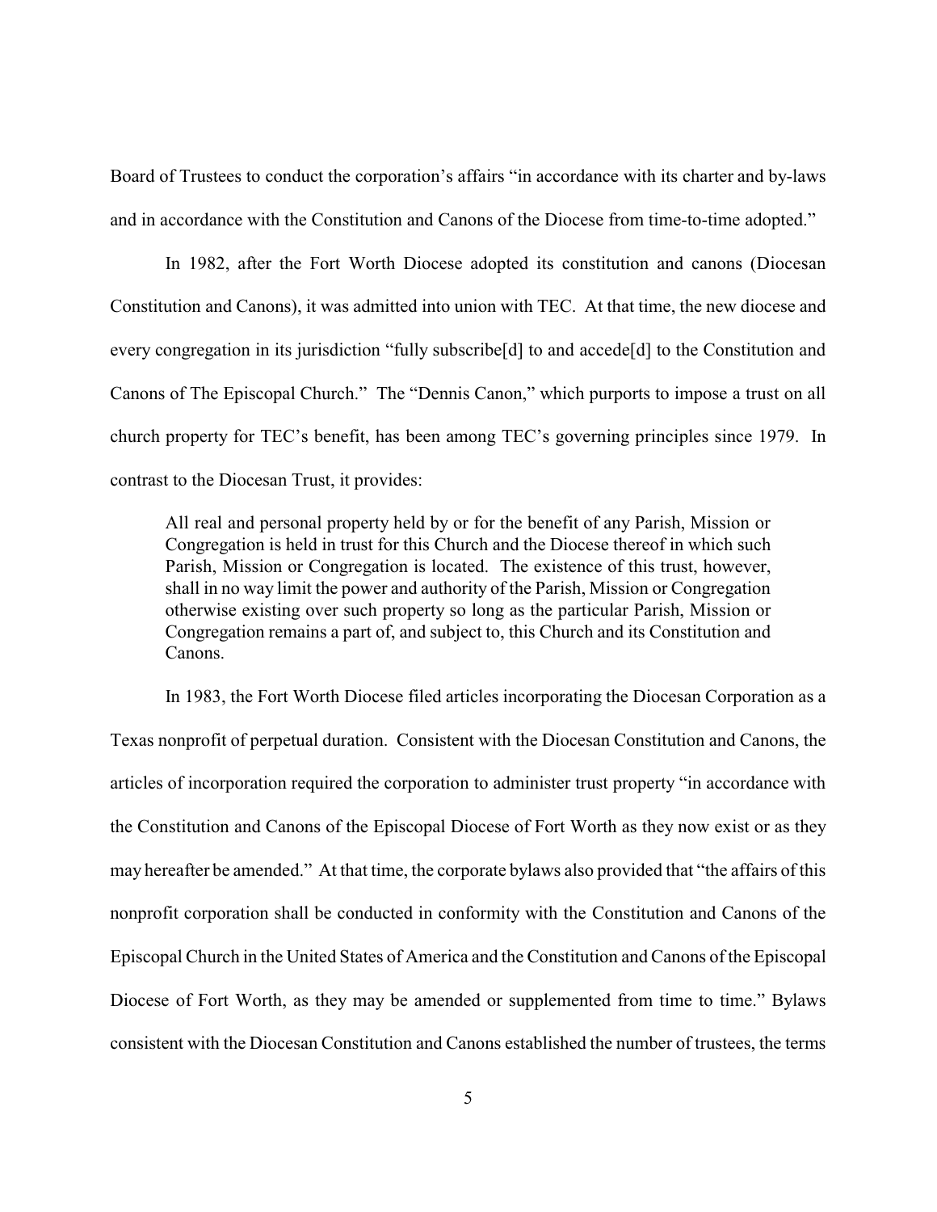Board of Trustees to conduct the corporation's affairs "in accordance with its charter and by-laws and in accordance with the Constitution and Canons of the Diocese from time-to-time adopted."

In 1982, after the Fort Worth Diocese adopted its constitution and canons (Diocesan Constitution and Canons), it was admitted into union with TEC. At that time, the new diocese and every congregation in its jurisdiction "fully subscribe[d] to and accede[d] to the Constitution and Canons of The Episcopal Church." The "Dennis Canon," which purports to impose a trust on all church property for TEC's benefit, has been among TEC's governing principles since 1979. In contrast to the Diocesan Trust, it provides:

> All real and personal property held by or for the benefit of any Parish, Mission or Congregation is held in trust for this Church and the Diocese thereof in which such Parish, Mission or Congregation is located. The existence of this trust, however, shall in no way limit the power and authority of the Parish, Mission or Congregation otherwise existing over such property so long as the particular Parish, Mission or Congregation remains a part of, and subject to, this Church and its Constitution and Canons.

In 1983, the Fort Worth Diocese filed articles incorporating the Diocesan Corporation as a Texas nonprofit of perpetual duration. Consistent with the Diocesan Constitution and Canons, the articles of incorporation required the corporation to administer trust property "in accordance with the Constitution and Canons of the Episcopal Diocese of Fort Worth as they now exist or as they may hereafter be amended." At that time, the corporate bylaws also provided that "the affairs of this nonprofit corporation shall be conducted in conformity with the Constitution and Canons of the Episcopal Church in the United States of America and the Constitution and Canons of the Episcopal Diocese of Fort Worth, as they may be amended or supplemented from time to time." Bylaws consistent with the Diocesan Constitution and Canons established the number of trustees, the terms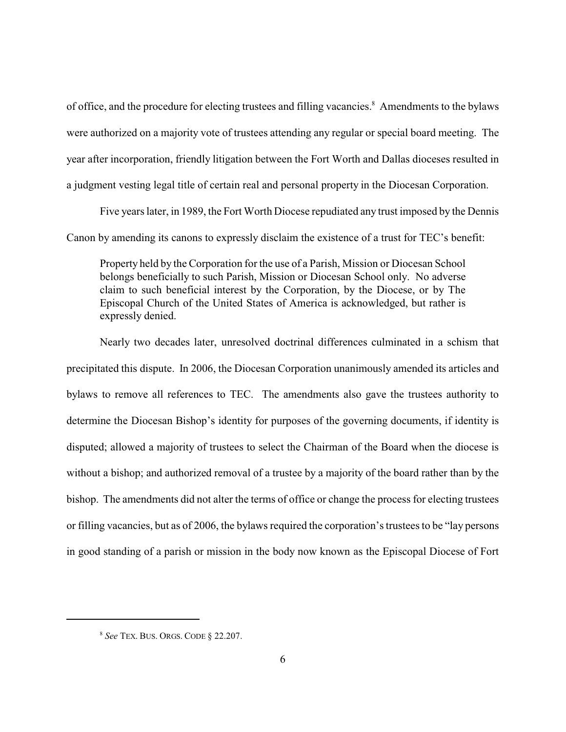of office, and the procedure for electing trustees and filling vacancies.[8] Amendments to the bylaws were authorized on a majority vote of trustees attending any regular or special board meeting. The year after incorporation, friendly litigation between the Fort Worth and Dallas dioceses resulted in a judgment vesting legal title of certain real and personal property in the Diocesan Corporation.

Five years later, in 1989, the Fort Worth Diocese repudiated any trust imposed by the Dennis Canon by amending its canons to expressly disclaim the existence of a trust for TEC's benefit:

> Property held by the Corporation for the use of a Parish, Mission or Diocesan School belongs beneficially to such Parish, Mission or Diocesan School only. No adverse claim to such beneficial interest by the Corporation, by the Diocese, or by The Episcopal Church of the United States of America is acknowledged, but rather is expressly denied.

Nearly two decades later, unresolved doctrinal differences culminated in a schism that precipitated this dispute. In 2006, the Diocesan Corporation unanimously amended its articles and bylaws to remove all references to TEC. The amendments also gave the trustees authority to determine the Diocesan Bishop's identity for purposes of the governing documents, if identity is disputed; allowed a majority of trustees to select the Chairman of the Board when the diocese is without a bishop; and authorized removal of a trustee by a majority of the board rather than by the bishop. The amendments did not alter the terms of office or change the process for electing trustees or filling vacancies, but as of 2006, the bylaws required the corporation's trustees to be "lay persons in good standing of a parish or mission in the body now known as the Episcopal Diocese of Fort

[8] *See* TEX. BUS. ORGS. CODE § 22.207.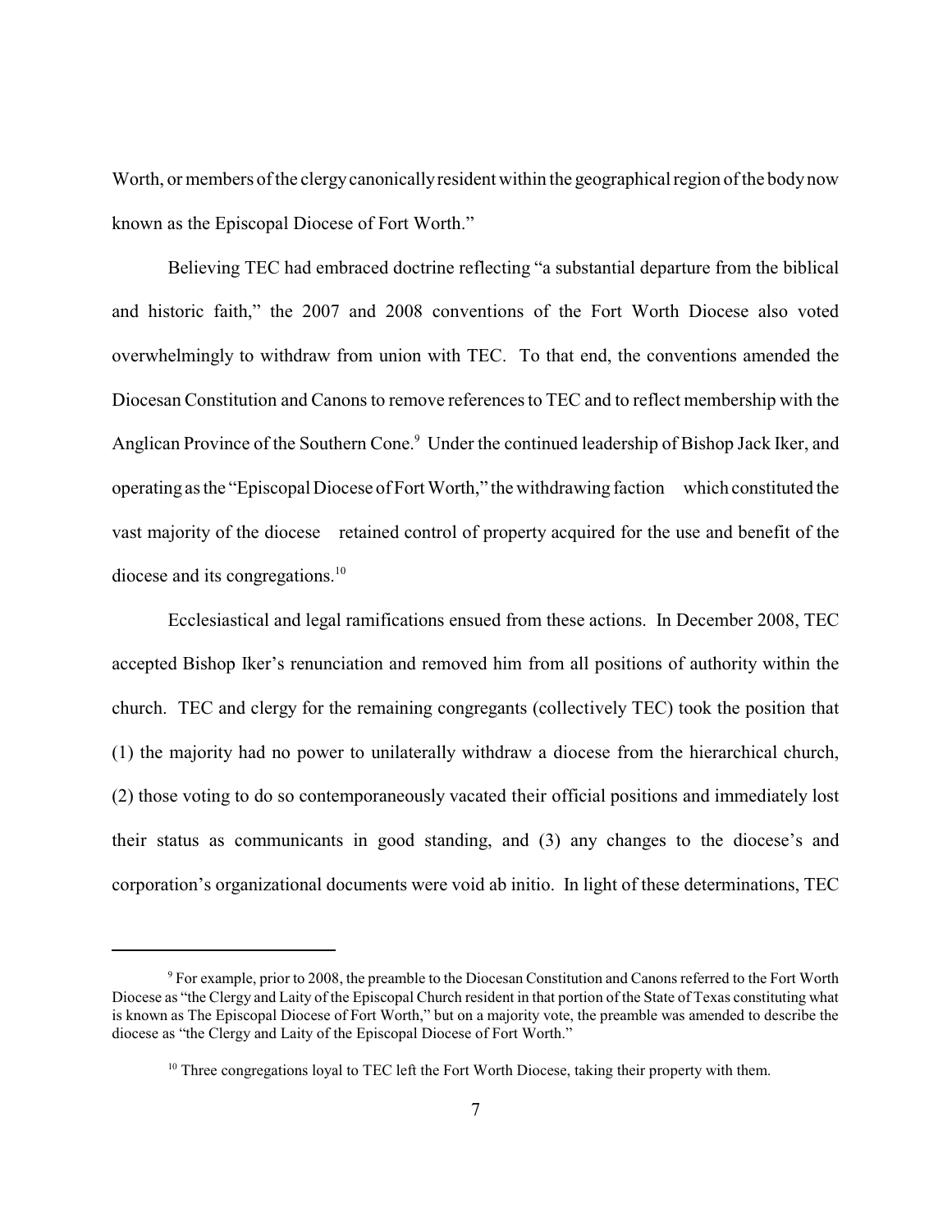Worth, or members of the clergy canonically resident within the geographical region of the body now known as the Episcopal Diocese of Fort Worth."

Believing TEC had embraced doctrine reflecting "a substantial departure from the biblical and historic faith," the 2007 and 2008 conventions of the Fort Worth Diocese also voted overwhelmingly to withdraw from union with TEC. To that end, the conventions amended the Diocesan Constitution and Canons to remove references to TEC and to reflect membership with the Anglican Province of the Southern Cone.[9] Under the continued leadership of Bishop Jack Iker, and operating as the "Episcopal Diocese of Fort Worth," the withdrawing faction which constituted the vast majority of the diocese retained control of property acquired for the use and benefit of the diocese and its congregations.[10]

Ecclesiastical and legal ramifications ensued from these actions. In December 2008, TEC accepted Bishop Iker's renunciation and removed him from all positions of authority within the church. TEC and clergy for the remaining congregants (collectively TEC) took the position that (1) the majority had no power to unilaterally withdraw a diocese from the hierarchical church, (2) those voting to do so contemporaneously vacated their official positions and immediately lost their status as communicants in good standing, and (3) any changes to the diocese's and corporation's organizational documents were void ab initio. In light of these determinations, TEC

---

[9] For example, prior to 2008, the preamble to the Diocesan Constitution and Canons referred to the Fort Worth Diocese as "the Clergy and Laity of the Episcopal Church resident in that portion of the State of Texas constituting what is known as The Episcopal Diocese of Fort Worth," but on a majority vote, the preamble was amended to describe the diocese as "the Clergy and Laity of the Episcopal Diocese of Fort Worth."

[10] Three congregations loyal to TEC left the Fort Worth Diocese, taking their property with them.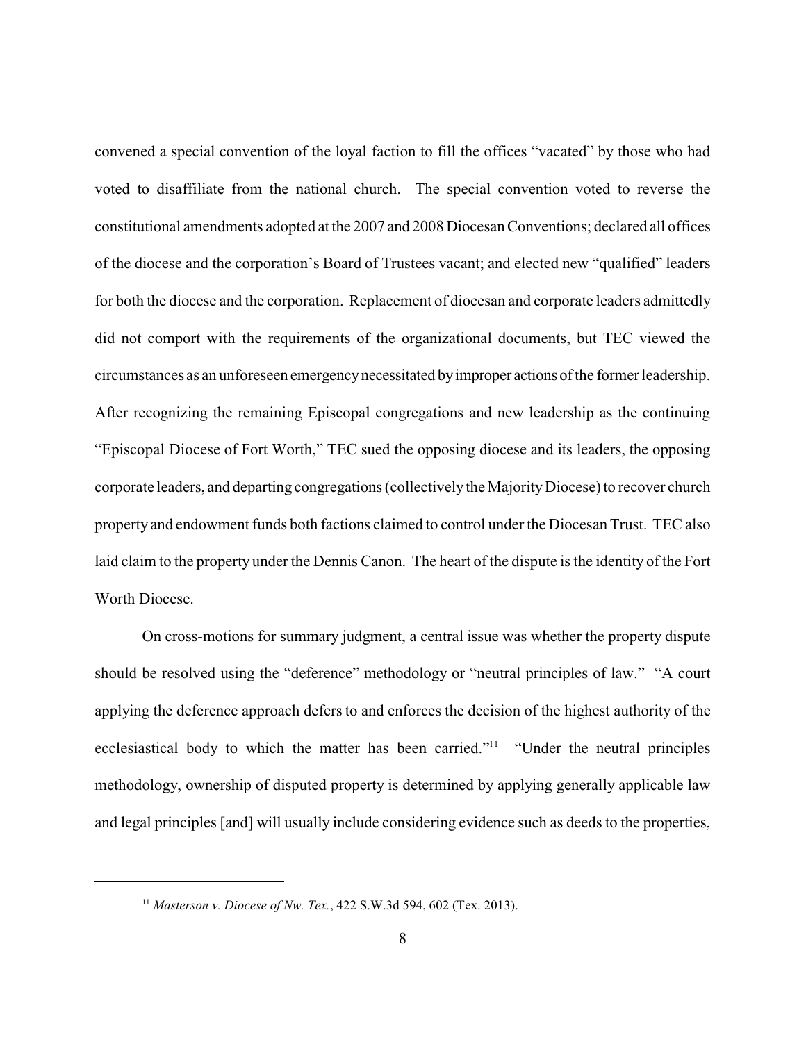convened a special convention of the loyal faction to fill the offices "vacated" by those who had voted to disaffiliate from the national church. The special convention voted to reverse the constitutional amendments adopted at the 2007 and 2008 Diocesan Conventions; declared all offices of the diocese and the corporation's Board of Trustees vacant; and elected new "qualified" leaders for both the diocese and the corporation. Replacement of diocesan and corporate leaders admittedly did not comport with the requirements of the organizational documents, but TEC viewed the circumstances as an unforeseen emergency necessitated by improper actions of the former leadership. After recognizing the remaining Episcopal congregations and new leadership as the continuing "Episcopal Diocese of Fort Worth," TEC sued the opposing diocese and its leaders, the opposing corporate leaders, and departing congregations (collectively the Majority Diocese) to recover church property and endowment funds both factions claimed to control under the Diocesan Trust. TEC also laid claim to the property under the Dennis Canon. The heart of the dispute is the identity of the Fort Worth Diocese.

On cross-motions for summary judgment, a central issue was whether the property dispute should be resolved using the "deference" methodology or "neutral principles of law." "A court applying the deference approach defers to and enforces the decision of the highest authority of the ecclesiastical body to which the matter has been carried."[11] "Under the neutral principles methodology, ownership of disputed property is determined by applying generally applicable law and legal principles [and] will usually include considering evidence such as deeds to the properties,

---

[11] *Masterson v. Diocese of Nw. Tex.*, 422 S.W.3d 594, 602 (Tex. 2013).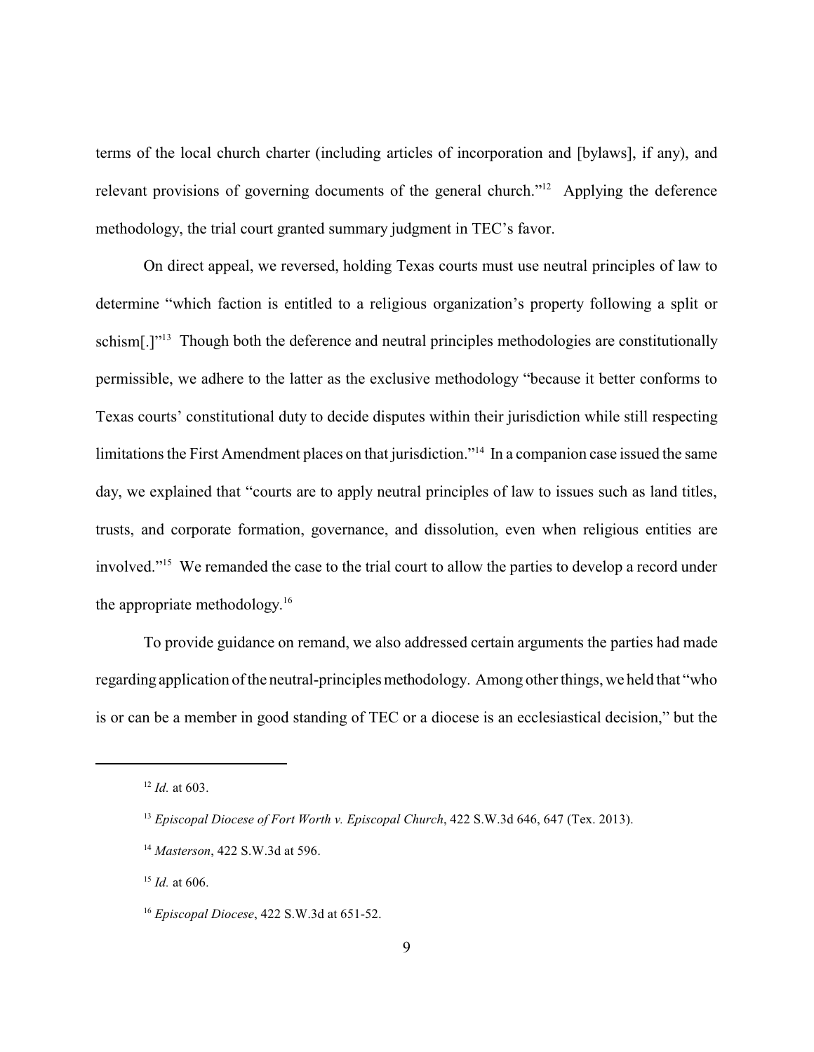terms of the local church charter (including articles of incorporation and [bylaws], if any), and relevant provisions of governing documents of the general church."[12] Applying the deference methodology, the trial court granted summary judgment in TEC's favor.

On direct appeal, we reversed, holding Texas courts must use neutral principles of law to determine "which faction is entitled to a religious organization's property following a split or schism[.]"[13] Though both the deference and neutral principles methodologies are constitutionally permissible, we adhere to the latter as the exclusive methodology "because it better conforms to Texas courts' constitutional duty to decide disputes within their jurisdiction while still respecting limitations the First Amendment places on that jurisdiction."[14] In a companion case issued the same day, we explained that "courts are to apply neutral principles of law to issues such as land titles, trusts, and corporate formation, governance, and dissolution, even when religious entities are involved."[15] We remanded the case to the trial court to allow the parties to develop a record under the appropriate methodology.[16]

To provide guidance on remand, we also addressed certain arguments the parties had made regarding application of the neutral-principles methodology. Among other things, we held that "who is or can be a member in good standing of TEC or a diocese is an ecclesiastical decision," but the

---

[12] *Id.* at 603.

[13] *Episcopal Diocese of Fort Worth v. Episcopal Church*, 422 S.W.3d 646, 647 (Tex. 2013).

[14] *Masterson*, 422 S.W.3d at 596.

[15] *Id.* at 606.

[16] *Episcopal Diocese*, 422 S.W.3d at 651-52.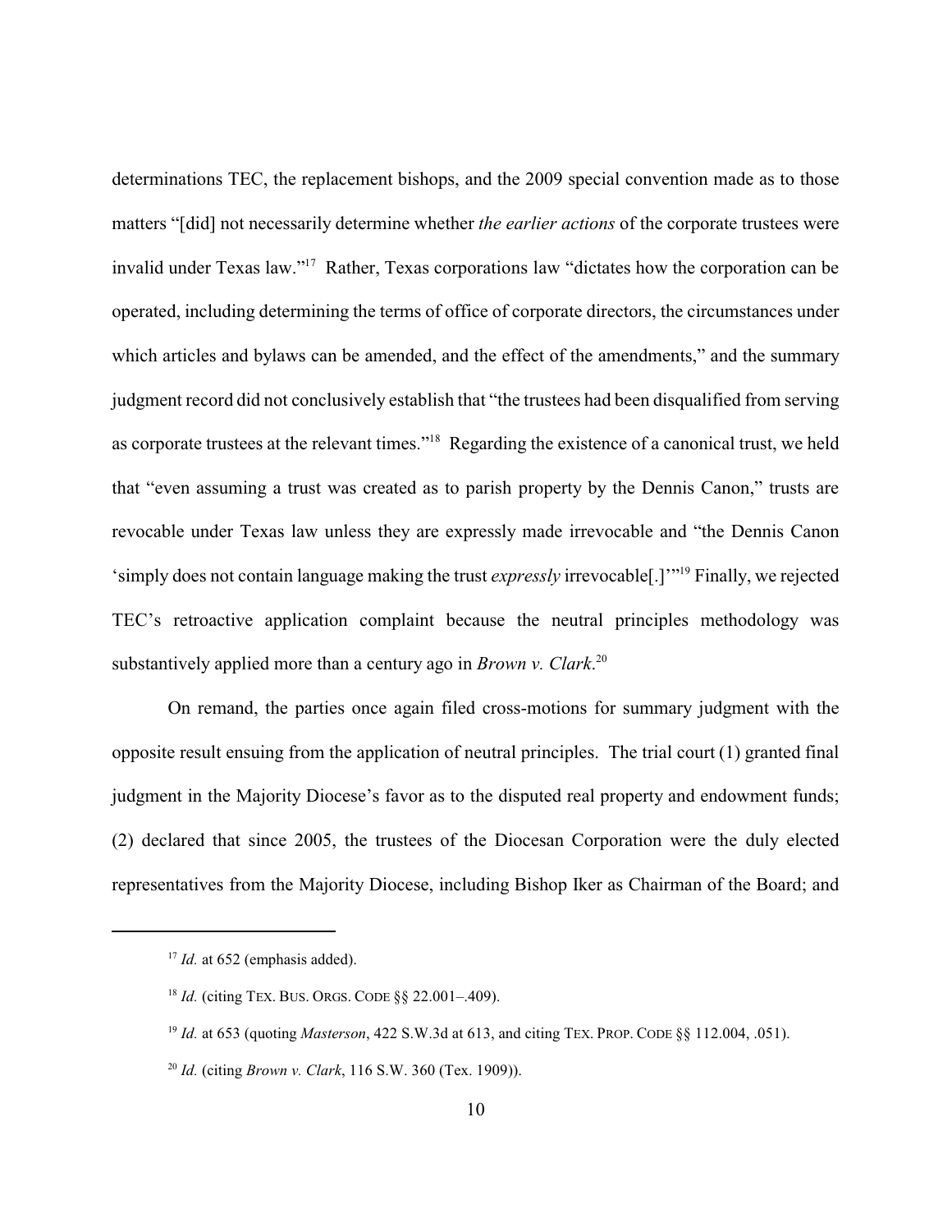determinations TEC, the replacement bishops, and the 2009 special convention made as to those matters "[did] not necessarily determine whether *the earlier actions* of the corporate trustees were invalid under Texas law."[17] Rather, Texas corporations law "dictates how the corporation can be operated, including determining the terms of office of corporate directors, the circumstances under which articles and bylaws can be amended, and the effect of the amendments," and the summary judgment record did not conclusively establish that "the trustees had been disqualified from serving as corporate trustees at the relevant times."[18] Regarding the existence of a canonical trust, we held that "even assuming a trust was created as to parish property by the Dennis Canon," trusts are revocable under Texas law unless they are expressly made irrevocable and "the Dennis Canon 'simply does not contain language making the trust *expressly* irrevocable[.]'"[19] Finally, we rejected TEC's retroactive application complaint because the neutral principles methodology was substantively applied more than a century ago in *Brown v. Clark*.[20]

On remand, the parties once again filed cross-motions for summary judgment with the opposite result ensuing from the application of neutral principles. The trial court (1) granted final judgment in the Majority Diocese's favor as to the disputed real property and endowment funds; (2) declared that since 2005, the trustees of the Diocesan Corporation were the duly elected representatives from the Majority Diocese, including Bishop Iker as Chairman of the Board; and

---

[17] *Id.* at 652 (emphasis added).

[18] *Id.* (citing TEX. BUS. ORGS. CODE §§ 22.001–.409).

[19] *Id.* at 653 (quoting *Masterson*, 422 S.W.3d at 613, and citing TEX. PROP. CODE §§ 112.004, .051).

[20] *Id.* (citing *Brown v. Clark*, 116 S.W. 360 (Tex. 1909)).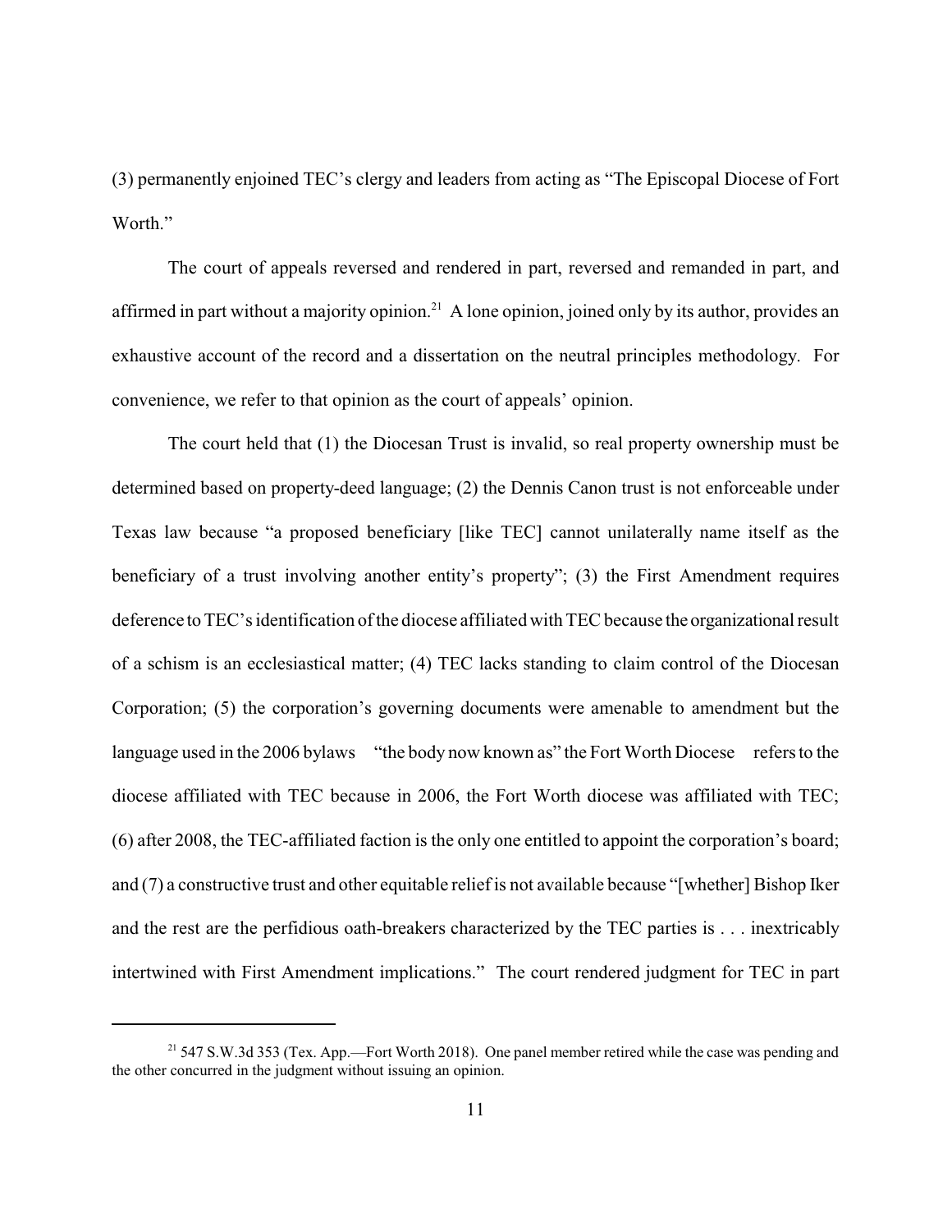(3) permanently enjoined TEC's clergy and leaders from acting as "The Episcopal Diocese of Fort Worth."

The court of appeals reversed and rendered in part, reversed and remanded in part, and affirmed in part without a majority opinion.[21] A lone opinion, joined only by its author, provides an exhaustive account of the record and a dissertation on the neutral principles methodology. For convenience, we refer to that opinion as the court of appeals' opinion.

The court held that (1) the Diocesan Trust is invalid, so real property ownership must be determined based on property-deed language; (2) the Dennis Canon trust is not enforceable under Texas law because "a proposed beneficiary [like TEC] cannot unilaterally name itself as the beneficiary of a trust involving another entity's property"; (3) the First Amendment requires deference to TEC's identification of the diocese affiliated with TEC because the organizational result of a schism is an ecclesiastical matter; (4) TEC lacks standing to claim control of the Diocesan Corporation; (5) the corporation's governing documents were amenable to amendment but the language used in the 2006 bylaws — "the body now known as" the Fort Worth Diocese — refers to the diocese affiliated with TEC because in 2006, the Fort Worth diocese was affiliated with TEC; (6) after 2008, the TEC-affiliated faction is the only one entitled to appoint the corporation's board; and (7) a constructive trust and other equitable relief is not available because "[whether] Bishop Iker and the rest are the perfidious oath-breakers characterized by the TEC parties is . . . inextricably intertwined with First Amendment implications." The court rendered judgment for TEC in part

---

[21] 547 S.W.3d 353 (Tex. App.—Fort Worth 2018). One panel member retired while the case was pending and the other concurred in the judgment without issuing an opinion.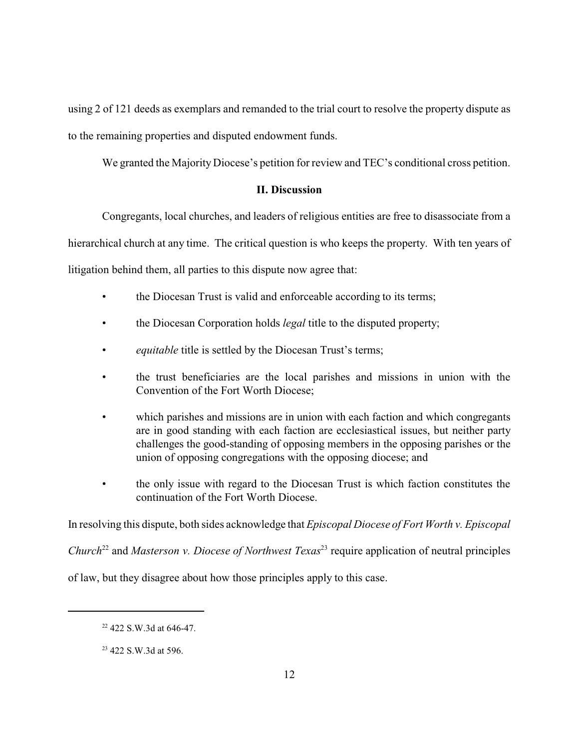using 2 of 121 deeds as exemplars and remanded to the trial court to resolve the property dispute as to the remaining properties and disputed endowment funds.

We granted the Majority Diocese's petition for review and TEC's conditional cross petition.

## II. Discussion

Congregants, local churches, and leaders of religious entities are free to disassociate from a hierarchical church at any time. The critical question is who keeps the property. With ten years of litigation behind them, all parties to this dispute now agree that:

- the Diocesan Trust is valid and enforceable according to its terms;
- the Diocesan Corporation holds *legal* title to the disputed property;
- *equitable* title is settled by the Diocesan Trust's terms;
- the trust beneficiaries are the local parishes and missions in union with the Convention of the Fort Worth Diocese;
- which parishes and missions are in union with each faction and which congregants are in good standing with each faction are ecclesiastical issues, but neither party challenges the good-standing of opposing members in the opposing parishes or the union of opposing congregations with the opposing diocese; and
- the only issue with regard to the Diocesan Trust is which faction constitutes the continuation of the Fort Worth Diocese.

In resolving this dispute, both sides acknowledge that *Episcopal Diocese of Fort Worth v. Episcopal Church*[22] and *Masterson v. Diocese of Northwest Texas*[23] require application of neutral principles of law, but they disagree about how those principles apply to this case.

---

[22] 422 S.W.3d at 646-47.

[23] 422 S.W.3d at 596.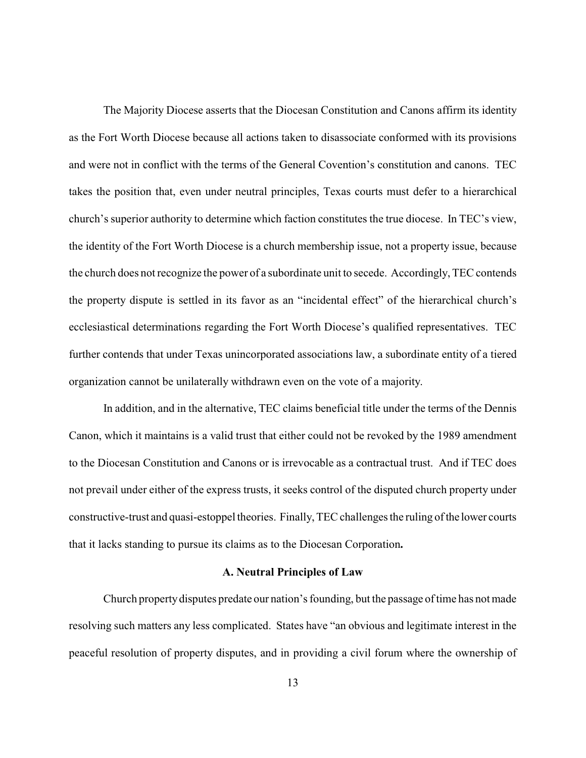The Majority Diocese asserts that the Diocesan Constitution and Canons affirm its identity as the Fort Worth Diocese because all actions taken to disassociate conformed with its provisions and were not in conflict with the terms of the General Covention's constitution and canons. TEC takes the position that, even under neutral principles, Texas courts must defer to a hierarchical church's superior authority to determine which faction constitutes the true diocese. In TEC's view, the identity of the Fort Worth Diocese is a church membership issue, not a property issue, because the church does not recognize the power of a subordinate unit to secede. Accordingly, TEC contends the property dispute is settled in its favor as an "incidental effect" of the hierarchical church's ecclesiastical determinations regarding the Fort Worth Diocese's qualified representatives. TEC further contends that under Texas unincorporated associations law, a subordinate entity of a tiered organization cannot be unilaterally withdrawn even on the vote of a majority.

In addition, and in the alternative, TEC claims beneficial title under the terms of the Dennis Canon, which it maintains is a valid trust that either could not be revoked by the 1989 amendment to the Diocesan Constitution and Canons or is irrevocable as a contractual trust. And if TEC does not prevail under either of the express trusts, it seeks control of the disputed church property under constructive-trust and quasi-estoppel theories. Finally, TEC challenges the ruling of the lower courts that it lacks standing to pursue its claims as to the Diocesan Corporation**.**

### A. Neutral Principles of Law

Church property disputes predate our nation's founding, but the passage of time has not made resolving such matters any less complicated. States have "an obvious and legitimate interest in the peaceful resolution of property disputes, and in providing a civil forum where the ownership of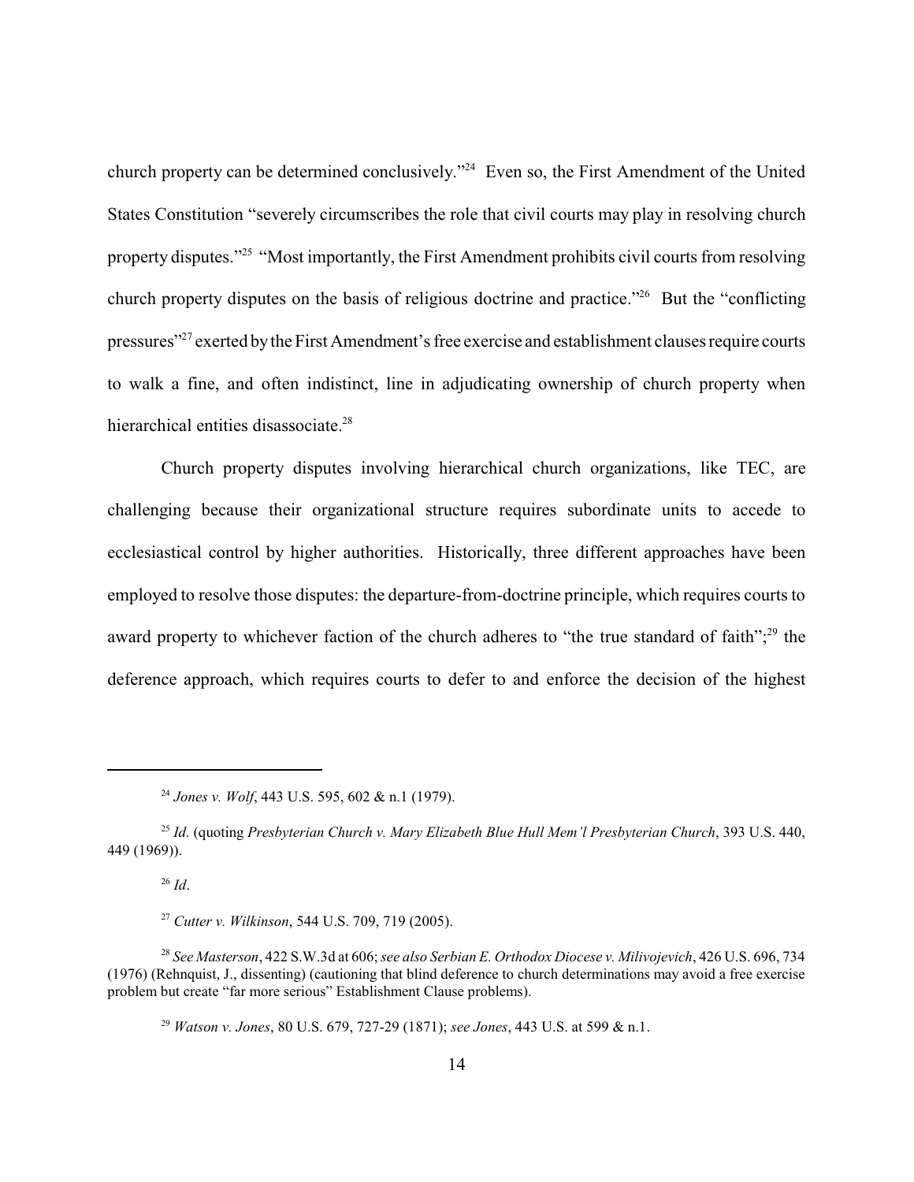church property can be determined conclusively."[24] Even so, the First Amendment of the United States Constitution "severely circumscribes the role that civil courts may play in resolving church property disputes."[25] "Most importantly, the First Amendment prohibits civil courts from resolving church property disputes on the basis of religious doctrine and practice."[26] But the "conflicting pressures"[27] exerted by the First Amendment's free exercise and establishment clauses require courts to walk a fine, and often indistinct, line in adjudicating ownership of church property when hierarchical entities disassociate.[28]

Church property disputes involving hierarchical church organizations, like TEC, are challenging because their organizational structure requires subordinate units to accede to ecclesiastical control by higher authorities. Historically, three different approaches have been employed to resolve those disputes: the departure-from-doctrine principle, which requires courts to award property to whichever faction of the church adheres to "the true standard of faith";[29] the deference approach, which requires courts to defer to and enforce the decision of the highest

---

[24] *Jones v. Wolf*, 443 U.S. 595, 602 & n.1 (1979).

[25] *Id.* (quoting *Presbyterian Church v. Mary Elizabeth Blue Hull Mem'l Presbyterian Church*, 393 U.S. 440, 449 (1969)).

[26] *Id*.

[27] *Cutter v. Wilkinson*, 544 U.S. 709, 719 (2005).

[28] *See Masterson*, 422 S.W.3d at 606; *see also Serbian E. Orthodox Diocese v. Milivojevich*, 426 U.S. 696, 734 (1976) (Rehnquist, J., dissenting) (cautioning that blind deference to church determinations may avoid a free exercise problem but create "far more serious" Establishment Clause problems).

[29] *Watson v. Jones*, 80 U.S. 679, 727-29 (1871); *see Jones*, 443 U.S. at 599 & n.1.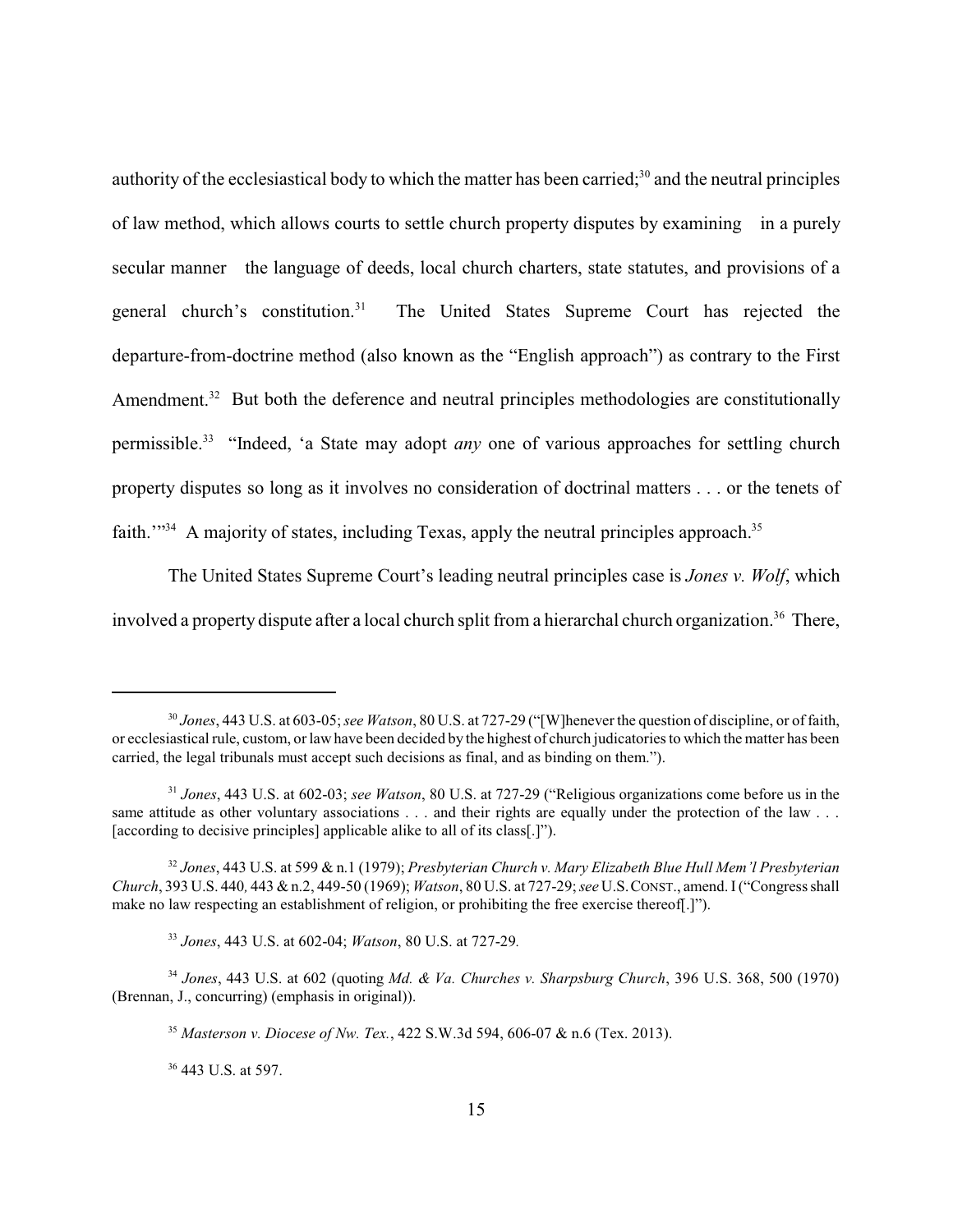authority of the ecclesiastical body to which the matter has been carried;[30] and the neutral principles of law method, which allows courts to settle church property disputes by examining in a purely secular manner the language of deeds, local church charters, state statutes, and provisions of a general church's constitution.[31] The United States Supreme Court has rejected the departure-from-doctrine method (also known as the "English approach") as contrary to the First Amendment.[32] But both the deference and neutral principles methodologies are constitutionally permissible.[33] "Indeed, 'a State may adopt *any* one of various approaches for settling church property disputes so long as it involves no consideration of doctrinal matters . . . or the tenets of faith.'"[34] A majority of states, including Texas, apply the neutral principles approach.[35]

The United States Supreme Court's leading neutral principles case is *Jones v. Wolf*, which involved a property dispute after a local church split from a hierarchal church organization.[36] There,

---

[30] *Jones*, 443 U.S. at 603-05; *see Watson*, 80 U.S. at 727-29 ("[W]henever the question of discipline, or of faith, or ecclesiastical rule, custom, or law have been decided by the highest of church judicatories to which the matter has been carried, the legal tribunals must accept such decisions as final, and as binding on them.").

[31] *Jones*, 443 U.S. at 602-03; *see Watson*, 80 U.S. at 727-29 ("Religious organizations come before us in the same attitude as other voluntary associations . . . and their rights are equally under the protection of the law . . . [according to decisive principles] applicable alike to all of its class[.]").

[32] *Jones*, 443 U.S. at 599 & n.1 (1979); *Presbyterian Church v. Mary Elizabeth Blue Hull Mem'l Presbyterian Church*, 393 U.S. 440, 443 & n.2, 449-50 (1969); *Watson*, 80 U.S. at 727-29; *see* U.S. CONST., amend. I ("Congress shall make no law respecting an establishment of religion, or prohibiting the free exercise thereof[.]").

[33] *Jones*, 443 U.S. at 602-04; *Watson*, 80 U.S. at 727-29.

[34] *Jones*, 443 U.S. at 602 (quoting *Md. & Va. Churches v. Sharpsburg Church*, 396 U.S. 368, 500 (1970) (Brennan, J., concurring) (emphasis in original)).

[35] *Masterson v. Diocese of Nw. Tex.*, 422 S.W.3d 594, 606-07 & n.6 (Tex. 2013).

[36] 443 U.S. at 597.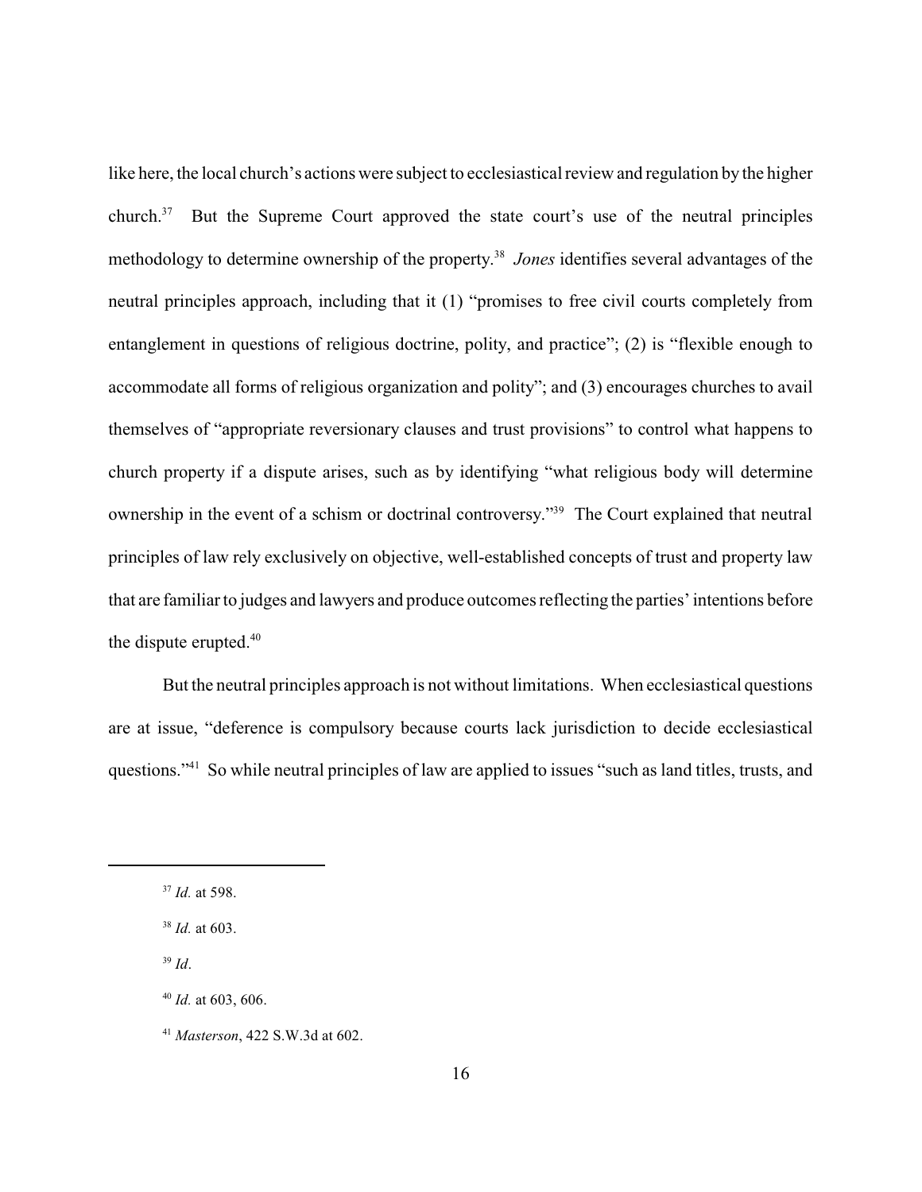like here, the local church's actions were subject to ecclesiastical review and regulation by the higher church.[37] But the Supreme Court approved the state court's use of the neutral principles methodology to determine ownership of the property.[38] *Jones* identifies several advantages of the neutral principles approach, including that it (1) "promises to free civil courts completely from entanglement in questions of religious doctrine, polity, and practice"; (2) is "flexible enough to accommodate all forms of religious organization and polity"; and (3) encourages churches to avail themselves of "appropriate reversionary clauses and trust provisions" to control what happens to church property if a dispute arises, such as by identifying "what religious body will determine ownership in the event of a schism or doctrinal controversy."[39] The Court explained that neutral principles of law rely exclusively on objective, well-established concepts of trust and property law that are familiar to judges and lawyers and produce outcomes reflecting the parties' intentions before the dispute erupted.[40]

But the neutral principles approach is not without limitations. When ecclesiastical questions are at issue, "deference is compulsory because courts lack jurisdiction to decide ecclesiastical questions."[41] So while neutral principles of law are applied to issues "such as land titles, trusts, and

---

[37] *Id.* at 598.

[38] *Id.* at 603.

[39] *Id*.

[40] *Id.* at 603, 606.

[41] *Masterson*, 422 S.W.3d at 602.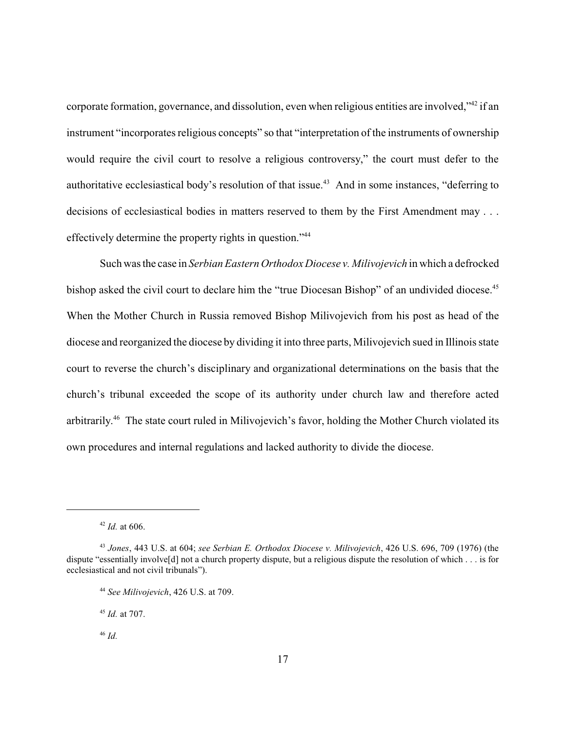corporate formation, governance, and dissolution, even when religious entities are involved,"[42] if an instrument "incorporates religious concepts" so that "interpretation of the instruments of ownership would require the civil court to resolve a religious controversy," the court must defer to the authoritative ecclesiastical body's resolution of that issue.[43] And in some instances, "deferring to decisions of ecclesiastical bodies in matters reserved to them by the First Amendment may . . . effectively determine the property rights in question."[44]

Such was the case in *Serbian Eastern Orthodox Diocese v. Milivojevich* in which a defrocked bishop asked the civil court to declare him the "true Diocesan Bishop" of an undivided diocese.[45] When the Mother Church in Russia removed Bishop Milivojevich from his post as head of the diocese and reorganized the diocese by dividing it into three parts, Milivojevich sued in Illinois state court to reverse the church's disciplinary and organizational determinations on the basis that the church's tribunal exceeded the scope of its authority under church law and therefore acted arbitrarily.[46] The state court ruled in Milivojevich's favor, holding the Mother Church violated its own procedures and internal regulations and lacked authority to divide the diocese.

---

[42] *Id.* at 606.

[43] *Jones*, 443 U.S. at 604; *see Serbian E. Orthodox Diocese v. Milivojevich*, 426 U.S. 696, 709 (1976) (the dispute "essentially involve[d] not a church property dispute, but a religious dispute the resolution of which . . . is for ecclesiastical and not civil tribunals").

[44] *See Milivojevich*, 426 U.S. at 709.

[45] *Id.* at 707.

[46] *Id.*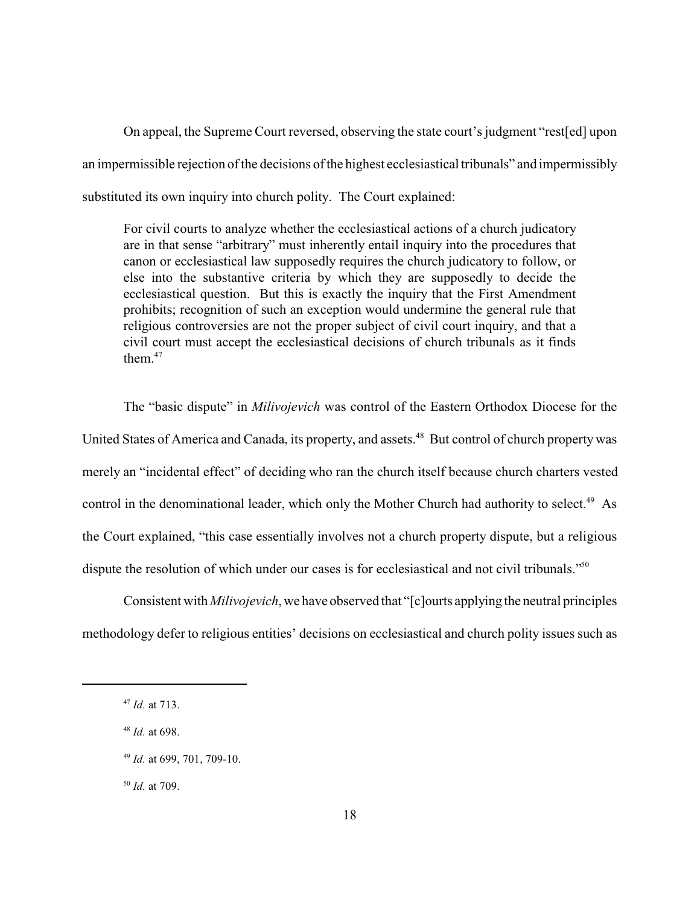On appeal, the Supreme Court reversed, observing the state court's judgment "rest[ed] upon an impermissible rejection of the decisions of the highest ecclesiastical tribunals" and impermissibly substituted its own inquiry into church polity. The Court explained:

> For civil courts to analyze whether the ecclesiastical actions of a church judicatory are in that sense "arbitrary" must inherently entail inquiry into the procedures that canon or ecclesiastical law supposedly requires the church judicatory to follow, or else into the substantive criteria by which they are supposedly to decide the ecclesiastical question. But this is exactly the inquiry that the First Amendment prohibits; recognition of such an exception would undermine the general rule that religious controversies are not the proper subject of civil court inquiry, and that a civil court must accept the ecclesiastical decisions of church tribunals as it finds them.[47]

The "basic dispute" in *Milivojevich* was control of the Eastern Orthodox Diocese for the United States of America and Canada, its property, and assets.[48] But control of church property was merely an "incidental effect" of deciding who ran the church itself because church charters vested control in the denominational leader, which only the Mother Church had authority to select.[49] As the Court explained, "this case essentially involves not a church property dispute, but a religious dispute the resolution of which under our cases is for ecclesiastical and not civil tribunals."[50]

Consistent with *Milivojevich*, we have observed that "[c]ourts applying the neutral principles methodology defer to religious entities' decisions on ecclesiastical and church polity issues such as

---

[47] *Id.* at 713.

[48] *Id.* at 698.

[49] *Id.* at 699, 701, 709-10.

[50] *Id.* at 709.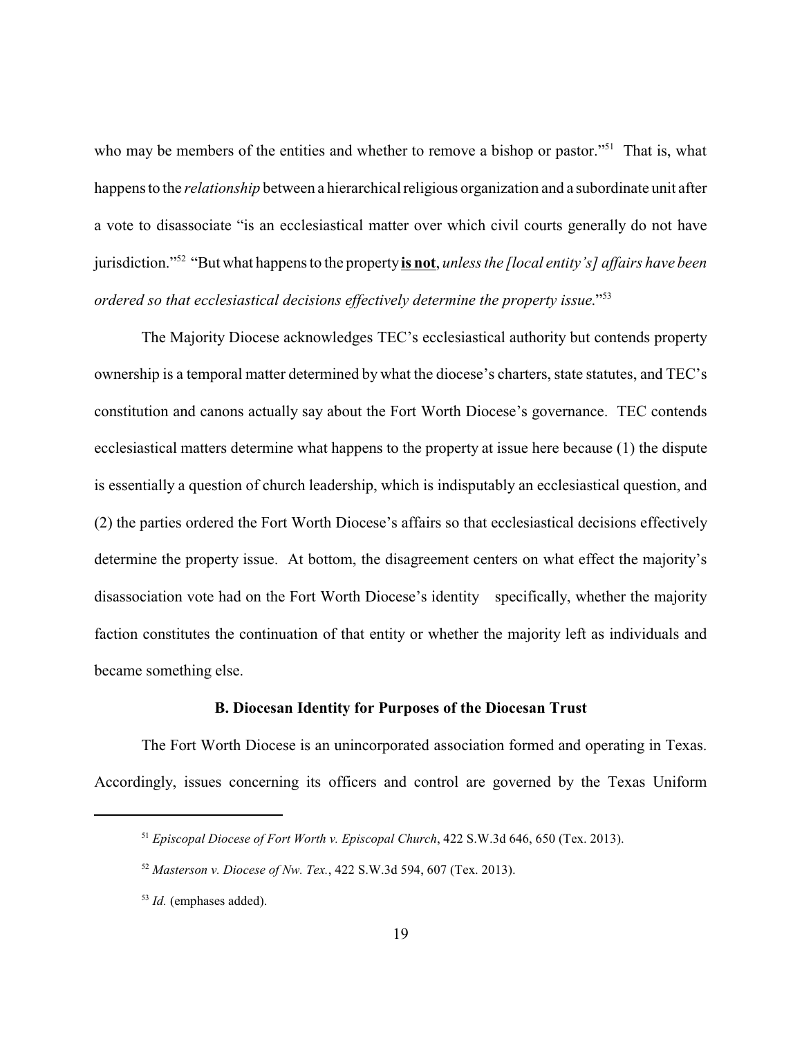who may be members of the entities and whether to remove a bishop or pastor."[51] That is, what happens to the *relationship* between a hierarchical religious organization and a subordinate unit after a vote to disassociate "is an ecclesiastical matter over which civil courts generally do not have jurisdiction."[52] "But what happens to the property **is not**, *unless the [local entity's] affairs have been ordered so that ecclesiastical decisions effectively determine the property issue.*"[53]

The Majority Diocese acknowledges TEC's ecclesiastical authority but contends property ownership is a temporal matter determined by what the diocese's charters, state statutes, and TEC's constitution and canons actually say about the Fort Worth Diocese's governance. TEC contends ecclesiastical matters determine what happens to the property at issue here because (1) the dispute is essentially a question of church leadership, which is indisputably an ecclesiastical question, and (2) the parties ordered the Fort Worth Diocese's affairs so that ecclesiastical decisions effectively determine the property issue. At bottom, the disagreement centers on what effect the majority's disassociation vote had on the Fort Worth Diocese's identity specifically, whether the majority faction constitutes the continuation of that entity or whether the majority left as individuals and became something else.

**B. Diocesan Identity for Purposes of the Diocesan Trust**

The Fort Worth Diocese is an unincorporated association formed and operating in Texas. Accordingly, issues concerning its officers and control are governed by the Texas Uniform

[51] *Episcopal Diocese of Fort Worth v. Episcopal Church*, 422 S.W.3d 646, 650 (Tex. 2013).

[52] *Masterson v. Diocese of Nw. Tex.*, 422 S.W.3d 594, 607 (Tex. 2013).

[53] *Id.* (emphases added).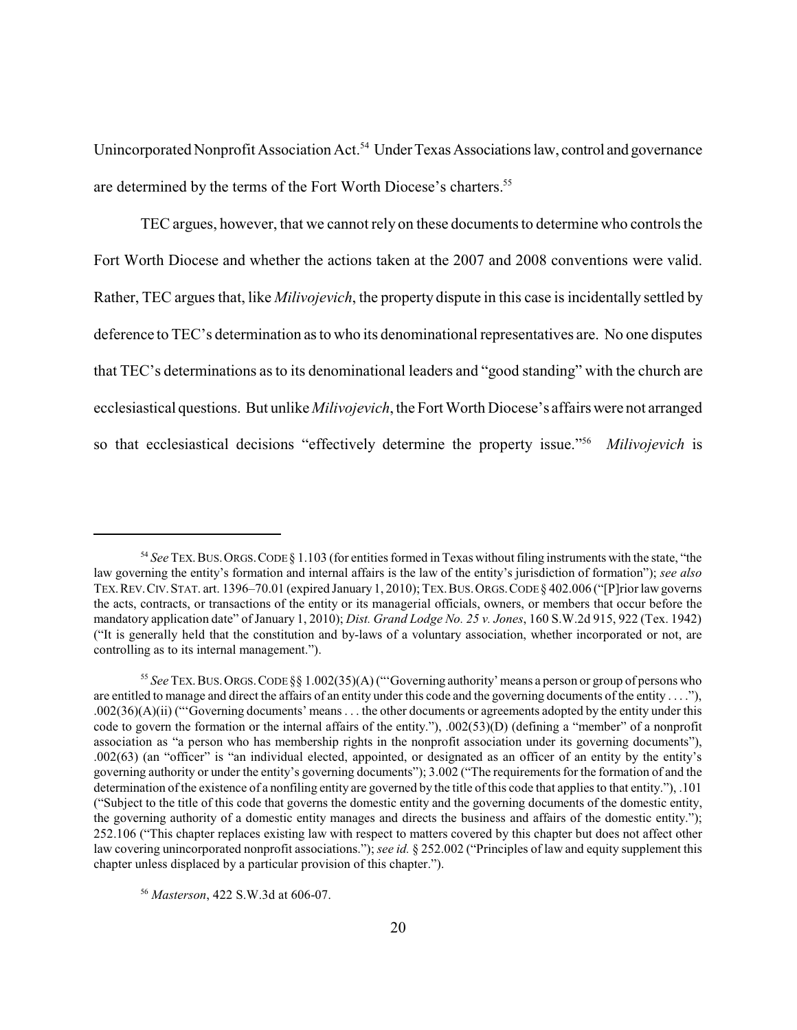Unincorporated Nonprofit Association Act.[54] Under Texas Associations law, control and governance are determined by the terms of the Fort Worth Diocese's charters.[55]

TEC argues, however, that we cannot rely on these documents to determine who controls the Fort Worth Diocese and whether the actions taken at the 2007 and 2008 conventions were valid. Rather, TEC argues that, like *Milivojevich*, the property dispute in this case is incidentally settled by deference to TEC's determination as to who its denominational representatives are. No one disputes that TEC's determinations as to its denominational leaders and "good standing" with the church are ecclesiastical questions. But unlike *Milivojevich*, the Fort Worth Diocese's affairs were not arranged so that ecclesiastical decisions "effectively determine the property issue."[56] *Milivojevich* is

---

[54] *See* TEX. BUS. ORGS. CODE § 1.103 (for entities formed in Texas without filing instruments with the state, "the law governing the entity's formation and internal affairs is the law of the entity's jurisdiction of formation"); *see also* TEX. REV. CIV. STAT. art. 1396–70.01 (expired January 1, 2010); TEX. BUS. ORGS. CODE § 402.006 ("[P]rior law governs the acts, contracts, or transactions of the entity or its managerial officials, owners, or members that occur before the mandatory application date" of January 1, 2010); *Dist. Grand Lodge No. 25 v. Jones*, 160 S.W.2d 915, 922 (Tex. 1942) ("It is generally held that the constitution and by-laws of a voluntary association, whether incorporated or not, are controlling as to its internal management.").

[55] *See* TEX. BUS. ORGS. CODE §§ 1.002(35)(A) ("'Governing authority' means a person or group of persons who are entitled to manage and direct the affairs of an entity under this code and the governing documents of the entity . . . ."), .002(36)(A)(ii) ("'Governing documents' means . . . the other documents or agreements adopted by the entity under this code to govern the formation or the internal affairs of the entity."), .002(53)(D) (defining a "member" of a nonprofit association as "a person who has membership rights in the nonprofit association under its governing documents"), .002(63) (an "officer" is "an individual elected, appointed, or designated as an officer of an entity by the entity's governing authority or under the entity's governing documents"); 3.002 ("The requirements for the formation of and the determination of the existence of a nonfiling entity are governed by the title of this code that applies to that entity."), .101 ("Subject to the title of this code that governs the domestic entity and the governing documents of the domestic entity, the governing authority of a domestic entity manages and directs the business and affairs of the domestic entity."); 252.106 ("This chapter replaces existing law with respect to matters covered by this chapter but does not affect other law covering unincorporated nonprofit associations."); *see id.* § 252.002 ("Principles of law and equity supplement this chapter unless displaced by a particular provision of this chapter.").

[56] *Masterson*, 422 S.W.3d at 606-07.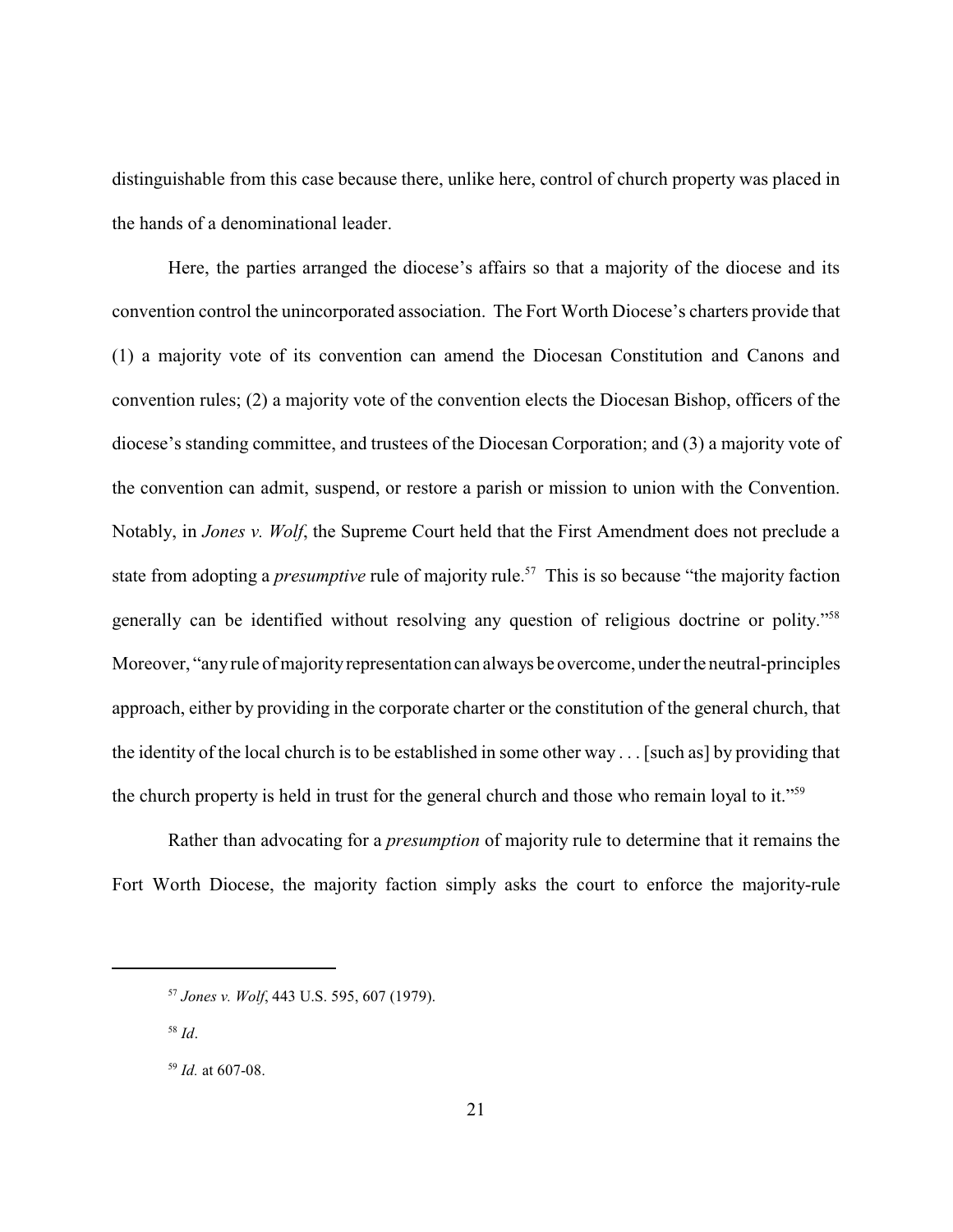distinguishable from this case because there, unlike here, control of church property was placed in the hands of a denominational leader.

Here, the parties arranged the diocese's affairs so that a majority of the diocese and its convention control the unincorporated association. The Fort Worth Diocese's charters provide that (1) a majority vote of its convention can amend the Diocesan Constitution and Canons and convention rules; (2) a majority vote of the convention elects the Diocesan Bishop, officers of the diocese's standing committee, and trustees of the Diocesan Corporation; and (3) a majority vote of the convention can admit, suspend, or restore a parish or mission to union with the Convention. Notably, in *Jones v. Wolf*, the Supreme Court held that the First Amendment does not preclude a state from adopting a *presumptive* rule of majority rule.[57] This is so because "the majority faction generally can be identified without resolving any question of religious doctrine or polity."[58] Moreover, "any rule of majority representation can always be overcome, under the neutral-principles approach, either by providing in the corporate charter or the constitution of the general church, that the identity of the local church is to be established in some other way . . . [such as] by providing that the church property is held in trust for the general church and those who remain loyal to it."[59]

Rather than advocating for a *presumption* of majority rule to determine that it remains the Fort Worth Diocese, the majority faction simply asks the court to enforce the majority-rule

---

[57] *Jones v. Wolf*, 443 U.S. 595, 607 (1979).

[58] *Id*.

[59] *Id.* at 607-08.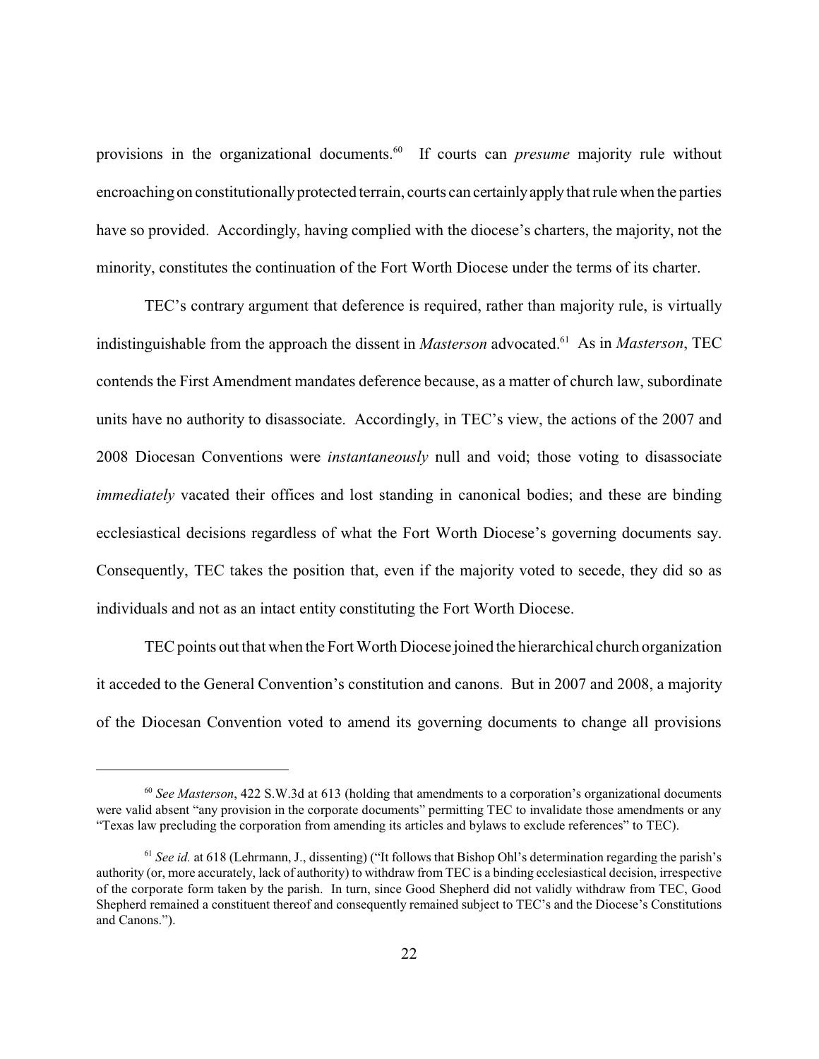provisions in the organizational documents.[60] If courts can *presume* majority rule without encroaching on constitutionally protected terrain, courts can certainly apply that rule when the parties have so provided. Accordingly, having complied with the diocese's charters, the majority, not the minority, constitutes the continuation of the Fort Worth Diocese under the terms of its charter.

TEC's contrary argument that deference is required, rather than majority rule, is virtually indistinguishable from the approach the dissent in *Masterson* advocated.[61] As in *Masterson*, TEC contends the First Amendment mandates deference because, as a matter of church law, subordinate units have no authority to disassociate. Accordingly, in TEC's view, the actions of the 2007 and 2008 Diocesan Conventions were *instantaneously* null and void; those voting to disassociate *immediately* vacated their offices and lost standing in canonical bodies; and these are binding ecclesiastical decisions regardless of what the Fort Worth Diocese's governing documents say. Consequently, TEC takes the position that, even if the majority voted to secede, they did so as individuals and not as an intact entity constituting the Fort Worth Diocese.

TEC points out that when the Fort Worth Diocese joined the hierarchical church organization it acceded to the General Convention's constitution and canons. But in 2007 and 2008, a majority of the Diocesan Convention voted to amend its governing documents to change all provisions

---

[60] *See Masterson*, 422 S.W.3d at 613 (holding that amendments to a corporation's organizational documents were valid absent "any provision in the corporate documents" permitting TEC to invalidate those amendments or any "Texas law precluding the corporation from amending its articles and bylaws to exclude references" to TEC).

[61] *See id.* at 618 (Lehrmann, J., dissenting) ("It follows that Bishop Ohl's determination regarding the parish's authority (or, more accurately, lack of authority) to withdraw from TEC is a binding ecclesiastical decision, irrespective of the corporate form taken by the parish. In turn, since Good Shepherd did not validly withdraw from TEC, Good Shepherd remained a constituent thereof and consequently remained subject to TEC's and the Diocese's Constitutions and Canons.").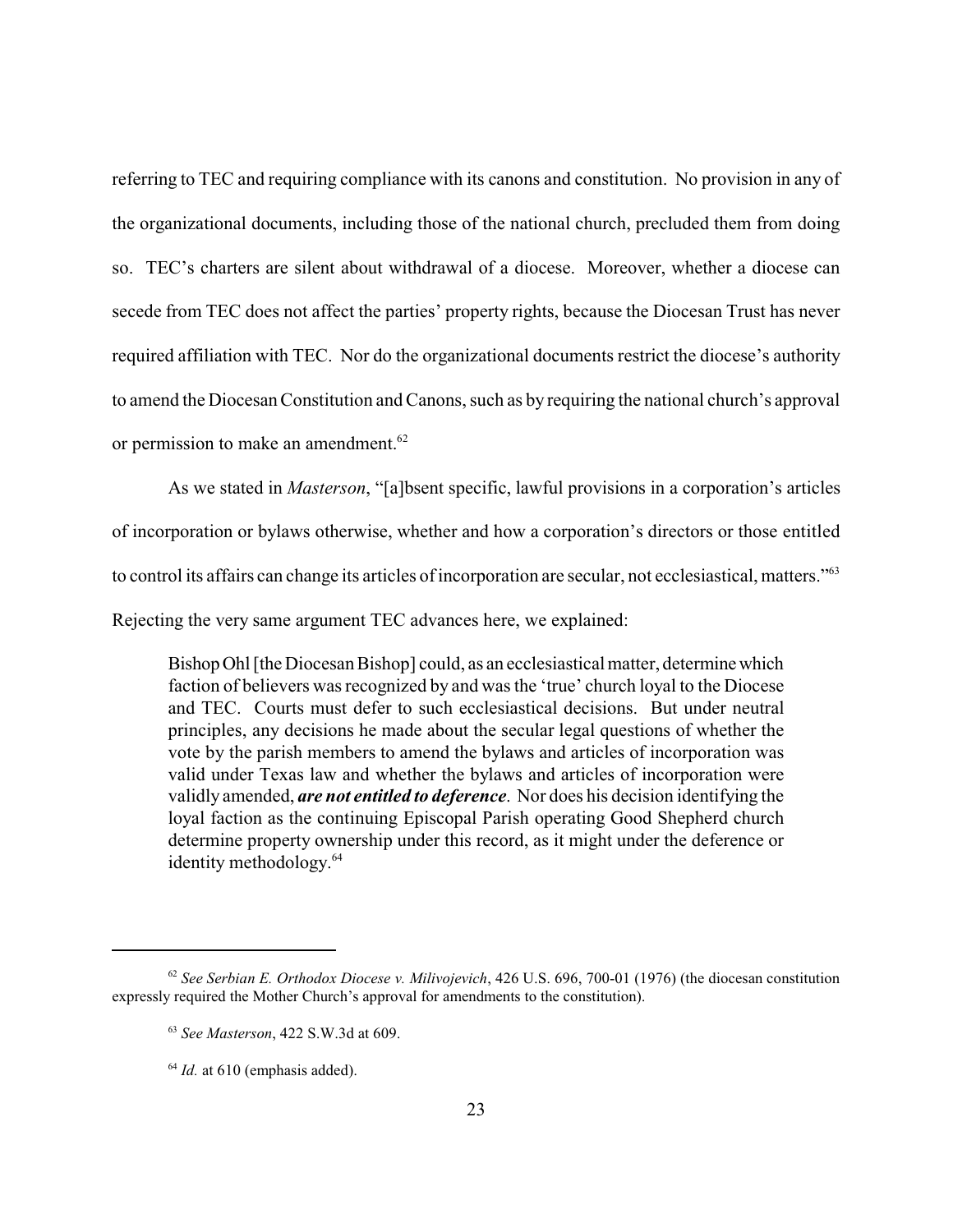referring to TEC and requiring compliance with its canons and constitution. No provision in any of the organizational documents, including those of the national church, precluded them from doing so. TEC's charters are silent about withdrawal of a diocese. Moreover, whether a diocese can secede from TEC does not affect the parties' property rights, because the Diocesan Trust has never required affiliation with TEC. Nor do the organizational documents restrict the diocese's authority to amend the Diocesan Constitution and Canons, such as by requiring the national church's approval or permission to make an amendment.[62]

As we stated in *Masterson*, "[a]bsent specific, lawful provisions in a corporation's articles of incorporation or bylaws otherwise, whether and how a corporation's directors or those entitled to control its affairs can change its articles of incorporation are secular, not ecclesiastical, matters."[63] Rejecting the very same argument TEC advances here, we explained:

> Bishop Ohl [the Diocesan Bishop] could, as an ecclesiastical matter, determine which faction of believers was recognized by and was the 'true' church loyal to the Diocese and TEC. Courts must defer to such ecclesiastical decisions. But under neutral principles, any decisions he made about the secular legal questions of whether the vote by the parish members to amend the bylaws and articles of incorporation was valid under Texas law and whether the bylaws and articles of incorporation were validly amended, ***are not entitled to deference***. Nor does his decision identifying the loyal faction as the continuing Episcopal Parish operating Good Shepherd church determine property ownership under this record, as it might under the deference or identity methodology.[64]

---

[62] *See Serbian E. Orthodox Diocese v. Milivojevich*, 426 U.S. 696, 700-01 (1976) (the diocesan constitution expressly required the Mother Church's approval for amendments to the constitution).

[63] *See Masterson*, 422 S.W.3d at 609.

[64] *Id.* at 610 (emphasis added).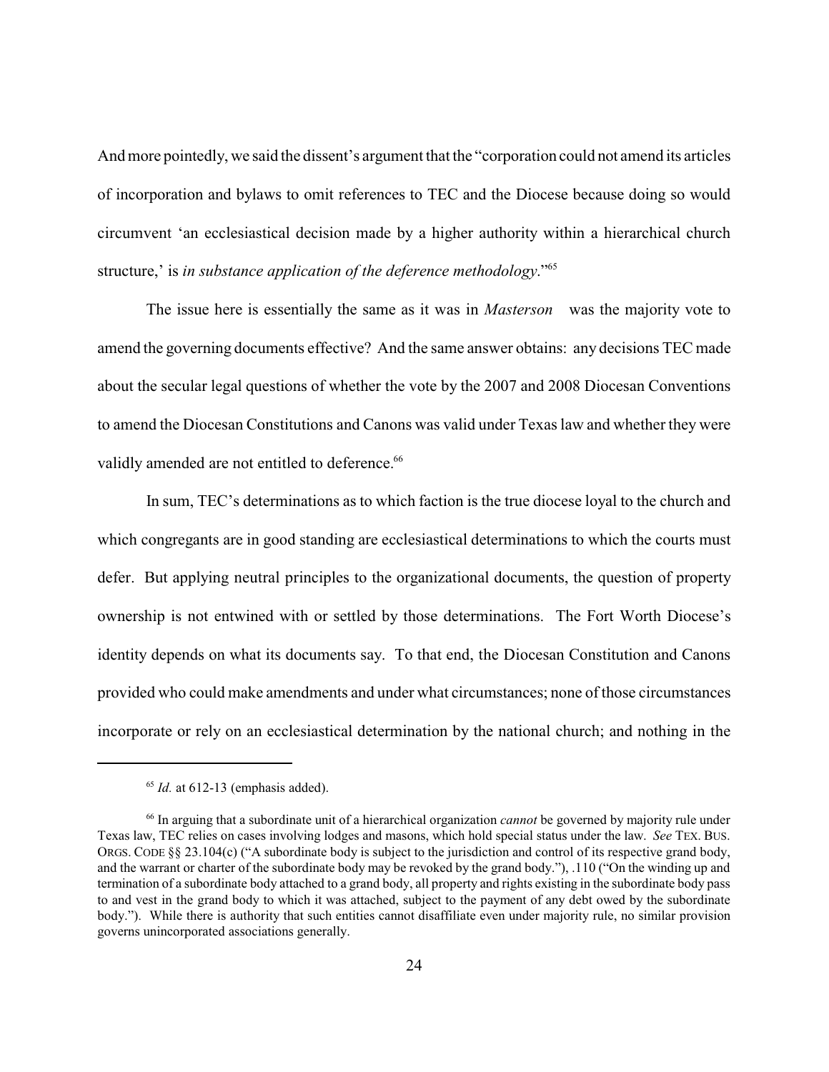And more pointedly, we said the dissent's argument that the "corporation could not amend its articles of incorporation and bylaws to omit references to TEC and the Diocese because doing so would circumvent 'an ecclesiastical decision made by a higher authority within a hierarchical church structure,' is *in substance application of the deference methodology*."[65]

The issue here is essentially the same as it was in *Masterson* was the majority vote to amend the governing documents effective? And the same answer obtains: any decisions TEC made about the secular legal questions of whether the vote by the 2007 and 2008 Diocesan Conventions to amend the Diocesan Constitutions and Canons was valid under Texas law and whether they were validly amended are not entitled to deference.[66]

In sum, TEC's determinations as to which faction is the true diocese loyal to the church and which congregants are in good standing are ecclesiastical determinations to which the courts must defer. But applying neutral principles to the organizational documents, the question of property ownership is not entwined with or settled by those determinations. The Fort Worth Diocese's identity depends on what its documents say. To that end, the Diocesan Constitution and Canons provided who could make amendments and under what circumstances; none of those circumstances incorporate or rely on an ecclesiastical determination by the national church; and nothing in the

---

[65] *Id.* at 612-13 (emphasis added).

[66] In arguing that a subordinate unit of a hierarchical organization *cannot* be governed by majority rule under Texas law, TEC relies on cases involving lodges and masons, which hold special status under the law. *See* TEX. BUS. ORGS. CODE §§ 23.104(c) ("A subordinate body is subject to the jurisdiction and control of its respective grand body, and the warrant or charter of the subordinate body may be revoked by the grand body."), .110 ("On the winding up and termination of a subordinate body attached to a grand body, all property and rights existing in the subordinate body pass to and vest in the grand body to which it was attached, subject to the payment of any debt owed by the subordinate body."). While there is authority that such entities cannot disaffiliate even under majority rule, no similar provision governs unincorporated associations generally.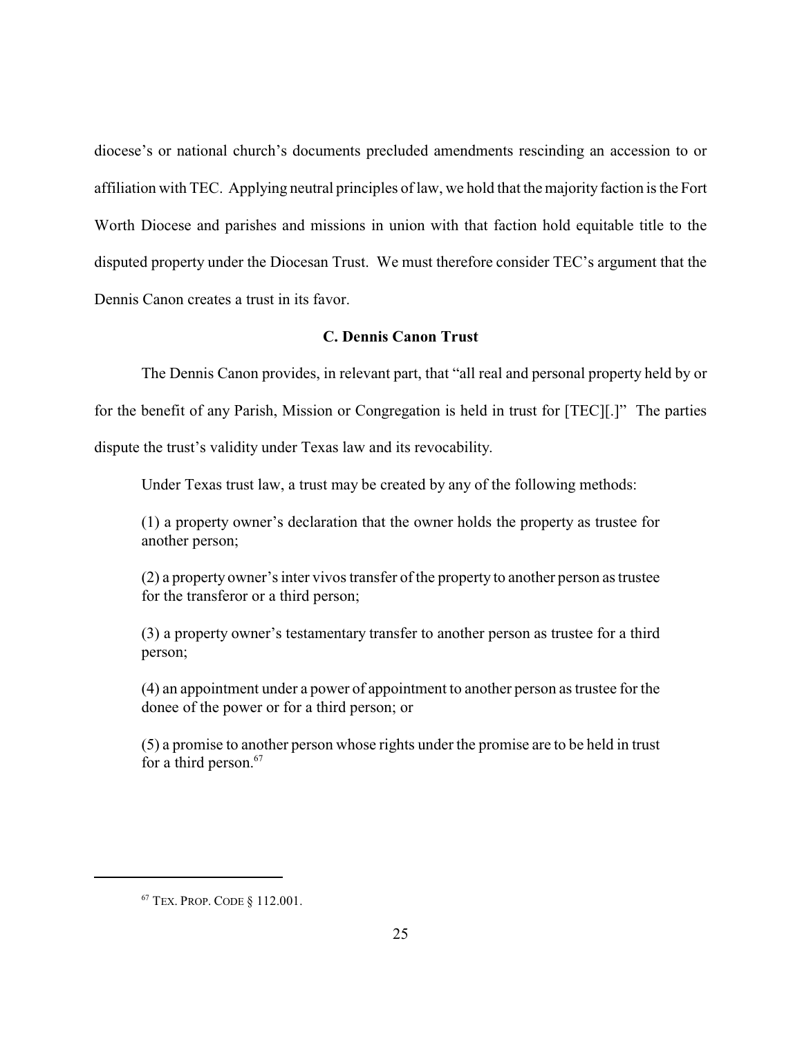diocese's or national church's documents precluded amendments rescinding an accession to or affiliation with TEC. Applying neutral principles of law, we hold that the majority faction is the Fort Worth Diocese and parishes and missions in union with that faction hold equitable title to the disputed property under the Diocesan Trust. We must therefore consider TEC's argument that the Dennis Canon creates a trust in its favor.

### C. Dennis Canon Trust

The Dennis Canon provides, in relevant part, that "all real and personal property held by or for the benefit of any Parish, Mission or Congregation is held in trust for [TEC][.]" The parties dispute the trust's validity under Texas law and its revocability.

Under Texas trust law, a trust may be created by any of the following methods:

> (1) a property owner's declaration that the owner holds the property as trustee for another person;
>
> (2) a property owner's inter vivos transfer of the property to another person as trustee for the transferor or a third person;
>
> (3) a property owner's testamentary transfer to another person as trustee for a third person;
>
> (4) an appointment under a power of appointment to another person as trustee for the donee of the power or for a third person; or
>
> (5) a promise to another person whose rights under the promise are to be held in trust for a third person.[67]

[67] TEX. PROP. CODE § 112.001.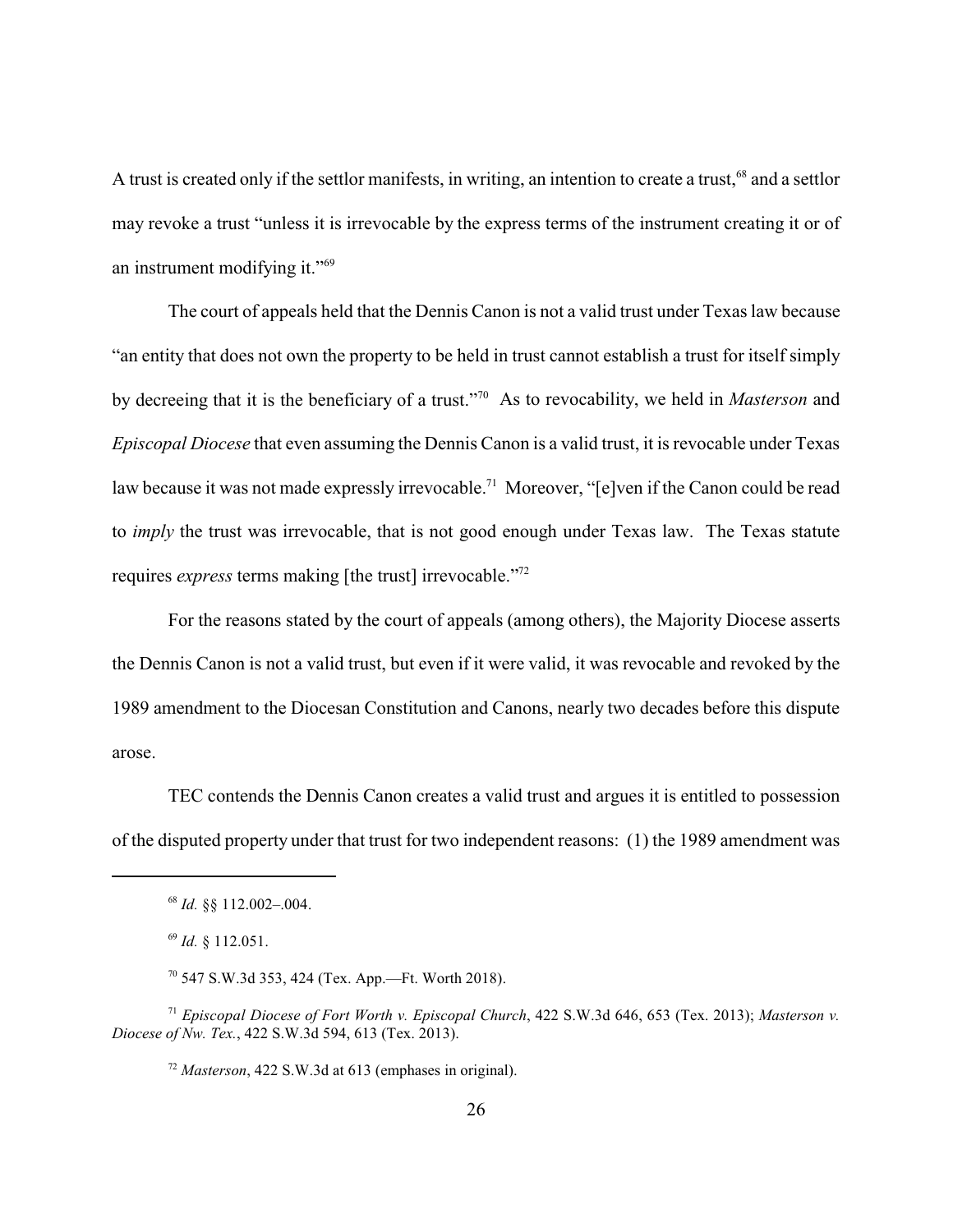A trust is created only if the settlor manifests, in writing, an intention to create a trust,[68] and a settlor may revoke a trust "unless it is irrevocable by the express terms of the instrument creating it or of an instrument modifying it."[69]

The court of appeals held that the Dennis Canon is not a valid trust under Texas law because "an entity that does not own the property to be held in trust cannot establish a trust for itself simply by decreeing that it is the beneficiary of a trust."[70] As to revocability, we held in *Masterson* and *Episcopal Diocese* that even assuming the Dennis Canon is a valid trust, it is revocable under Texas law because it was not made expressly irrevocable.[71] Moreover, "[e]ven if the Canon could be read to *imply* the trust was irrevocable, that is not good enough under Texas law. The Texas statute requires *express* terms making [the trust] irrevocable."[72]

For the reasons stated by the court of appeals (among others), the Majority Diocese asserts the Dennis Canon is not a valid trust, but even if it were valid, it was revocable and revoked by the 1989 amendment to the Diocesan Constitution and Canons, nearly two decades before this dispute arose.

TEC contends the Dennis Canon creates a valid trust and argues it is entitled to possession of the disputed property under that trust for two independent reasons: (1) the 1989 amendment was

---

[68] *Id.* §§ 112.002–.004.

[69] *Id.* § 112.051.

[70] 547 S.W.3d 353, 424 (Tex. App.—Ft. Worth 2018).

[71] *Episcopal Diocese of Fort Worth v. Episcopal Church*, 422 S.W.3d 646, 653 (Tex. 2013); *Masterson v. Diocese of Nw. Tex.*, 422 S.W.3d 594, 613 (Tex. 2013).

[72] *Masterson*, 422 S.W.3d at 613 (emphases in original).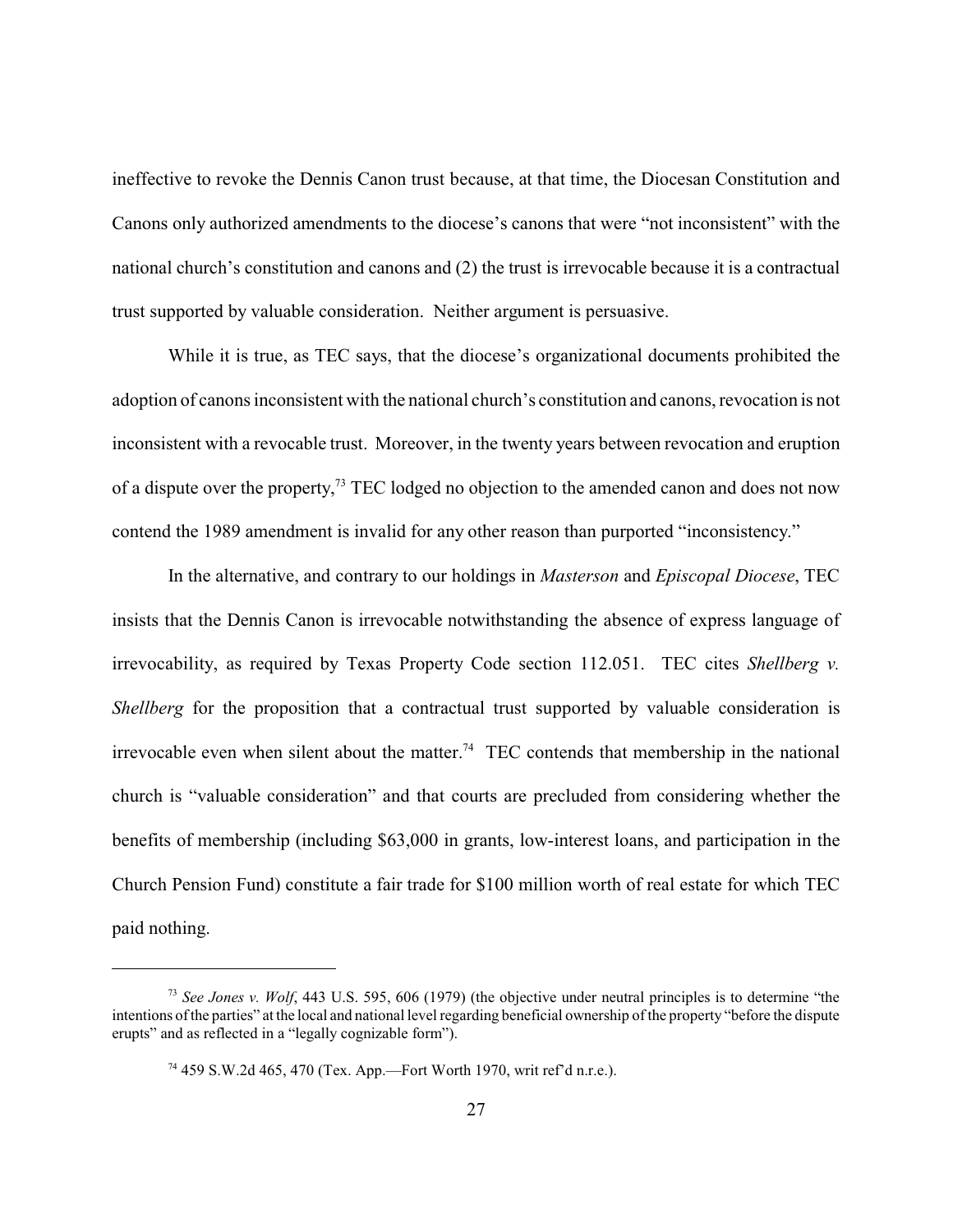ineffective to revoke the Dennis Canon trust because, at that time, the Diocesan Constitution and Canons only authorized amendments to the diocese's canons that were "not inconsistent" with the national church's constitution and canons and (2) the trust is irrevocable because it is a contractual trust supported by valuable consideration. Neither argument is persuasive.

While it is true, as TEC says, that the diocese's organizational documents prohibited the adoption of canons inconsistent with the national church's constitution and canons, revocation is not inconsistent with a revocable trust. Moreover, in the twenty years between revocation and eruption of a dispute over the property,[73] TEC lodged no objection to the amended canon and does not now contend the 1989 amendment is invalid for any other reason than purported "inconsistency."

In the alternative, and contrary to our holdings in *Masterson* and *Episcopal Diocese*, TEC insists that the Dennis Canon is irrevocable notwithstanding the absence of express language of irrevocability, as required by Texas Property Code section 112.051. TEC cites *Shellberg v. Shellberg* for the proposition that a contractual trust supported by valuable consideration is irrevocable even when silent about the matter.[74] TEC contends that membership in the national church is "valuable consideration" and that courts are precluded from considering whether the benefits of membership (including $63,000 in grants, low-interest loans, and participation in the Church Pension Fund) constitute a fair trade for $100 million worth of real estate for which TEC paid nothing.

---

[73] *See Jones v. Wolf*, 443 U.S. 595, 606 (1979) (the objective under neutral principles is to determine "the intentions of the parties" at the local and national level regarding beneficial ownership of the property "before the dispute erupts" and as reflected in a "legally cognizable form").

[74] 459 S.W.2d 465, 470 (Tex. App.—Fort Worth 1970, writ ref'd n.r.e.).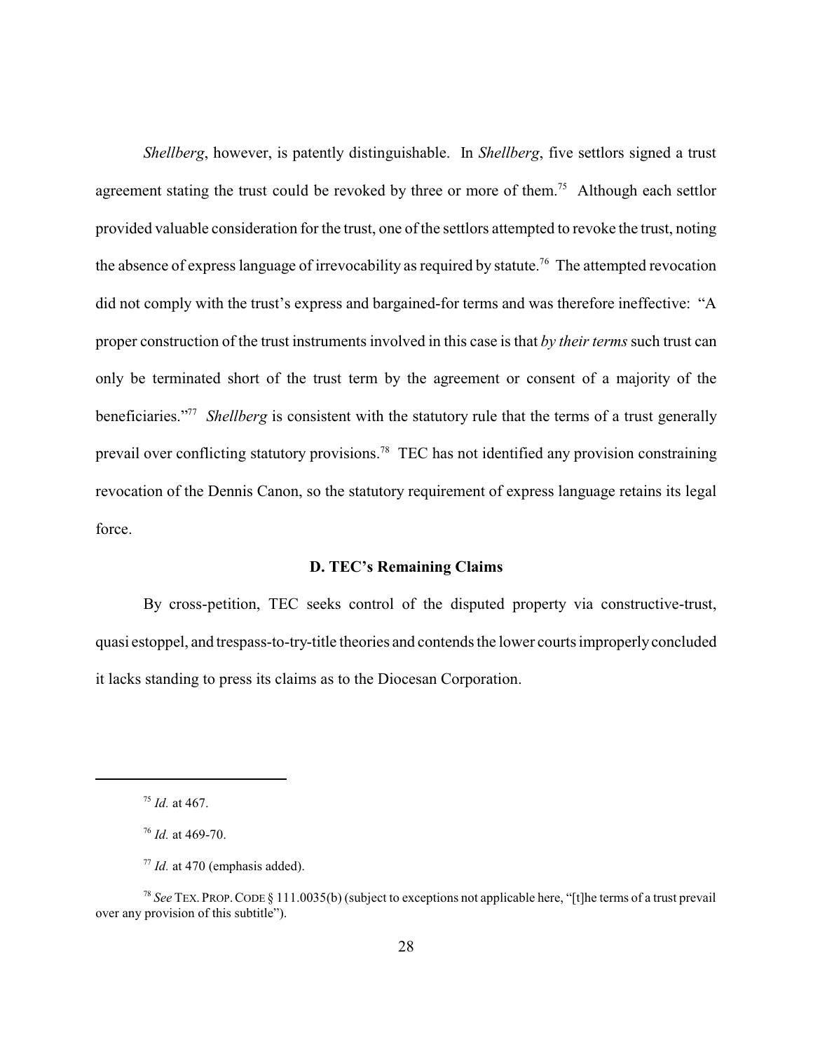*Shellberg*, however, is patently distinguishable. In *Shellberg*, five settlors signed a trust agreement stating the trust could be revoked by three or more of them.[75] Although each settlor provided valuable consideration for the trust, one of the settlors attempted to revoke the trust, noting the absence of express language of irrevocability as required by statute.[76] The attempted revocation did not comply with the trust's express and bargained-for terms and was therefore ineffective: "A proper construction of the trust instruments involved in this case is that *by their terms* such trust can only be terminated short of the trust term by the agreement or consent of a majority of the beneficiaries."[77] *Shellberg* is consistent with the statutory rule that the terms of a trust generally prevail over conflicting statutory provisions.[78] TEC has not identified any provision constraining revocation of the Dennis Canon, so the statutory requirement of express language retains its legal force.

### D. TEC's Remaining Claims

By cross-petition, TEC seeks control of the disputed property via constructive-trust, quasi estoppel, and trespass-to-try-title theories and contends the lower courts improperly concluded it lacks standing to press its claims as to the Diocesan Corporation.

---

[75] *Id.* at 467.

[76] *Id.* at 469-70.

[77] *Id.* at 470 (emphasis added).

[78] *See* TEX. PROP. CODE § 111.0035(b) (subject to exceptions not applicable here, "[t]he terms of a trust prevail over any provision of this subtitle").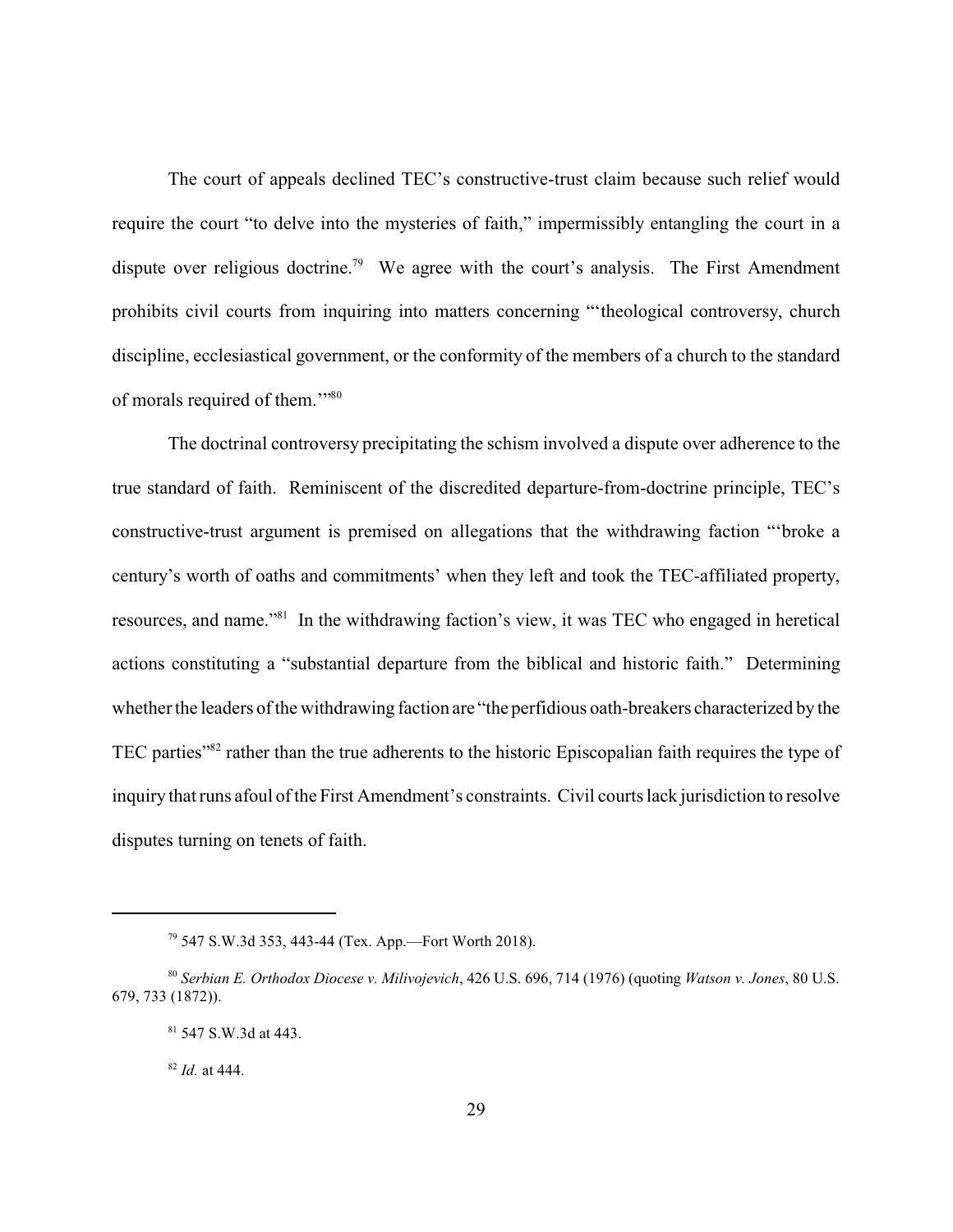The court of appeals declined TEC's constructive-trust claim because such relief would require the court "to delve into the mysteries of faith," impermissibly entangling the court in a dispute over religious doctrine.[79] We agree with the court's analysis. The First Amendment prohibits civil courts from inquiring into matters concerning "'theological controversy, church discipline, ecclesiastical government, or the conformity of the members of a church to the standard of morals required of them.'"[80]

The doctrinal controversy precipitating the schism involved a dispute over adherence to the true standard of faith. Reminiscent of the discredited departure-from-doctrine principle, TEC's constructive-trust argument is premised on allegations that the withdrawing faction "'broke a century's worth of oaths and commitments' when they left and took the TEC-affiliated property, resources, and name."[81] In the withdrawing faction's view, it was TEC who engaged in heretical actions constituting a "substantial departure from the biblical and historic faith." Determining whether the leaders of the withdrawing faction are "the perfidious oath-breakers characterized by the TEC parties"[82] rather than the true adherents to the historic Episcopalian faith requires the type of inquiry that runs afoul of the First Amendment's constraints. Civil courts lack jurisdiction to resolve disputes turning on tenets of faith.

---

[79] 547 S.W.3d 353, 443-44 (Tex. App.—Fort Worth 2018).

[80] *Serbian E. Orthodox Diocese v. Milivojevich*, 426 U.S. 696, 714 (1976) (quoting *Watson v. Jones*, 80 U.S. 679, 733 (1872)).

[81] 547 S.W.3d at 443.

[82] *Id.* at 444.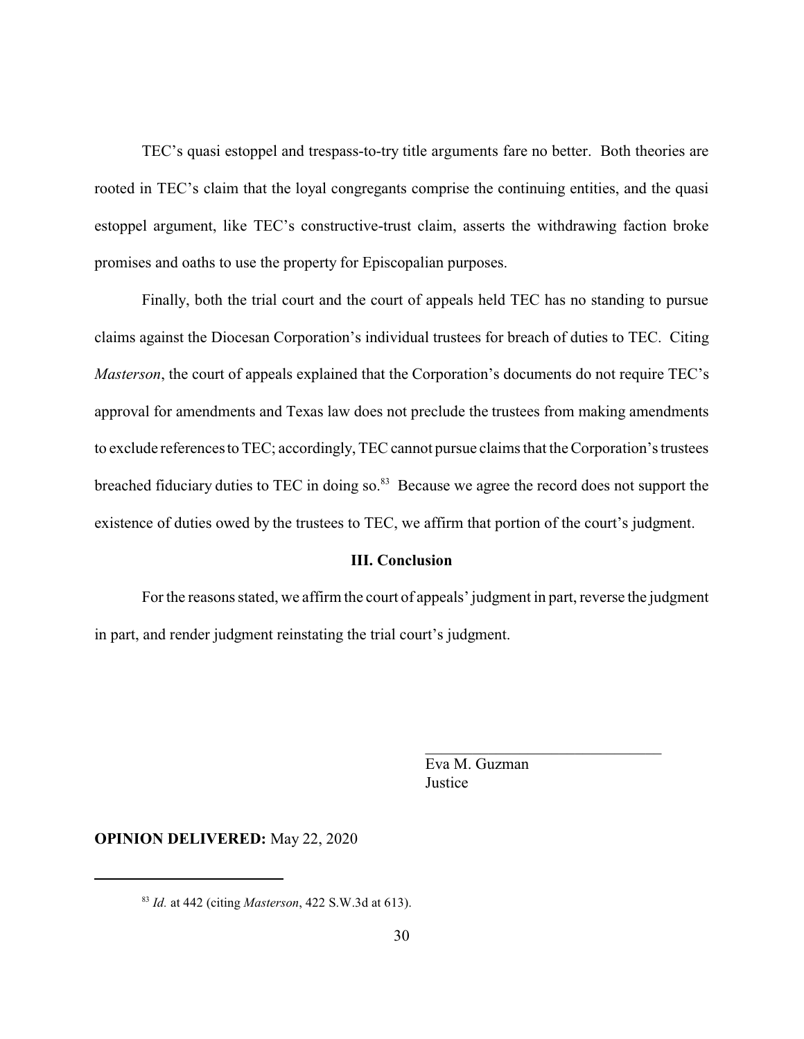TEC's quasi estoppel and trespass-to-try title arguments fare no better. Both theories are rooted in TEC's claim that the loyal congregants comprise the continuing entities, and the quasi estoppel argument, like TEC's constructive-trust claim, asserts the withdrawing faction broke promises and oaths to use the property for Episcopalian purposes.

Finally, both the trial court and the court of appeals held TEC has no standing to pursue claims against the Diocesan Corporation's individual trustees for breach of duties to TEC. Citing *Masterson*, the court of appeals explained that the Corporation's documents do not require TEC's approval for amendments and Texas law does not preclude the trustees from making amendments to exclude references to TEC; accordingly, TEC cannot pursue claims that the Corporation's trustees breached fiduciary duties to TEC in doing so.[83] Because we agree the record does not support the existence of duties owed by the trustees to TEC, we affirm that portion of the court's judgment.

### III. Conclusion

For the reasons stated, we affirm the court of appeals' judgment in part, reverse the judgment in part, and render judgment reinstating the trial court's judgment.

______________________________
Eva M. Guzman
Justice

**OPINION DELIVERED:** May 22, 2020

---

[83] *Id.* at 442 (citing *Masterson*, 422 S.W.3d at 613).